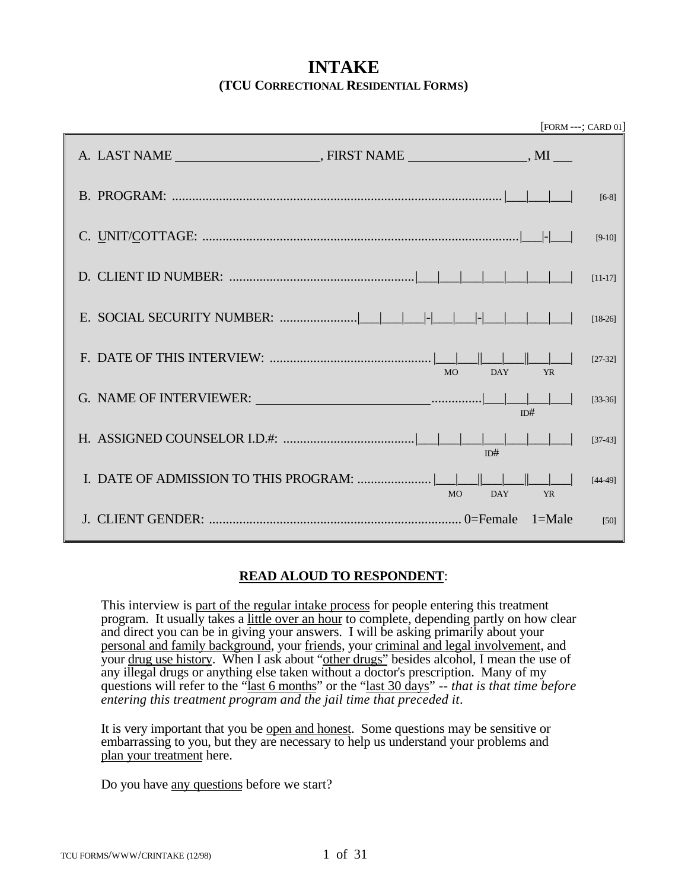# INTAKE

## (TCU CORRECTIONAL RESIDENTIAL FORMS)

[FORM ---; CARD 01]

A. LAST NAME ____________________, FIRST NAME ________________, MI ___

B. PROGRAM: ............................................................................................ |___|___|___| [6-8]

C. UNIT/COTTAGE: ..................................................................................... |___|-|___| [9-10]

D. CLIENT ID NUMBER: ............................................................ |___|___|___|___|___|___|___| [11-17]

E. SOCIAL SECURITY NUMBER: ....................... |___|___|___|-|___|___|-|___|___|___|___| [18-26]

F. DATE OF THIS INTERVIEW: ............................................... |___|___||___|___||___|___| [27-32]
MO DAY YR

G. NAME OF INTERVIEWER: __________________________ ............. |___|___|___|___| [33-36]
ID#

H. ASSIGNED COUNSELOR I.D.#: ...................................... |___|___|___|___|___|___|___| [37-43]
ID#

I. DATE OF ADMISSION TO THIS PROGRAM: ..................... |___|___||___|___||___|___| [44-49]
MO DAY YR

J. CLIENT GENDER: ........................................................................ 0=Female 1=Male [50]

**READ ALOUD TO RESPONDENT**:

This interview is part of the regular intake process for people entering this treatment program. It usually takes a little over an hour to complete, depending partly on how clear and direct you can be in giving your answers. I will be asking primarily about your personal and family background, your friends, your criminal and legal involvement, and your drug use history. When I ask about "other drugs" besides alcohol, I mean the use of any illegal drugs or anything else taken without a doctor's prescription. Many of my questions will refer to the "last 6 months" or the "last 30 days" -- *that is that time before entering this treatment program and the jail time that preceded it*.

It is very important that you be open and honest. Some questions may be sensitive or embarrassing to you, but they are necessary to help us understand your problems and plan your treatment here.

Do you have any questions before we start?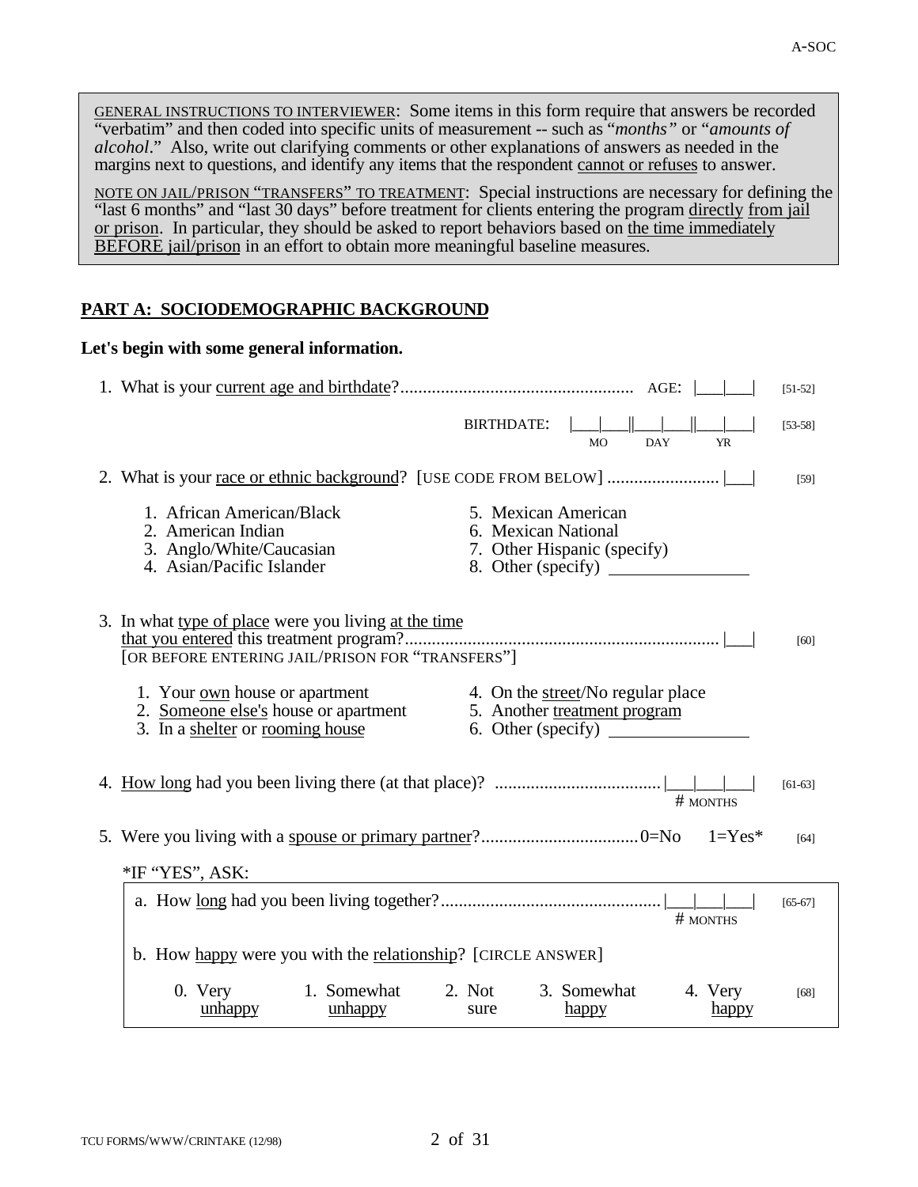GENERAL INSTRUCTIONS TO INTERVIEWER: Some items in this form require that answers be recorded "verbatim" and then coded into specific units of measurement -- such as "*months*" or "*amounts of alcohol*." Also, write out clarifying comments or other explanations of answers as needed in the margins next to questions, and identify any items that the respondent cannot or refuses to answer.

NOTE ON JAIL/PRISON "TRANSFERS" TO TREATMENT: Special instructions are necessary for defining the "last 6 months" and "last 30 days" before treatment for clients entering the program directly from jail or prison. In particular, they should be asked to report behaviors based on the time immediately BEFORE jail/prison in an effort to obtain more meaningful baseline measures.

## PART A: SOCIODEMOGRAPHIC BACKGROUND

**Let's begin with some general information.**

1. What is your current age and birthdate?.................................................... AGE: |___|___| [51-52]

   BIRTHDATE: |___|___||___|___||___|___| [53-58]
   MO DAY YR

2. What is your race or ethnic background? [USE CODE FROM BELOW] ......................... |___| [59]

   1. African American/Black
   2. American Indian
   3. Anglo/White/Caucasian
   4. Asian/Pacific Islander
   5. Mexican American
   6. Mexican National
   7. Other Hispanic (specify)
   8. Other (specify) ________________

3. In what type of place were you living at the time that you entered this treatment program?...................................................................... |___| [60]
   [OR BEFORE ENTERING JAIL/PRISON FOR "TRANSFERS"]

   1. Your own house or apartment
   2. Someone else's house or apartment
   3. In a shelter or rooming house
   4. On the street/No regular place
   5. Another treatment program
   6. Other (specify) ________________

4. How long had you been living there (at that place)? .....................................|___|___|___| [61-63]
   # MONTHS

5. Were you living with a spouse or primary partner?...................................0=No 1=Yes* [64]

   *IF "YES", ASK:

   a. How long had you been living together?.................................................|___|___|___| [65-67]
   # MONTHS

   b. How happy were you with the relationship? [CIRCLE ANSWER]

   0. Very unhappy   1. Somewhat unhappy   2. Not sure   3. Somewhat happy   4. Very happy [68]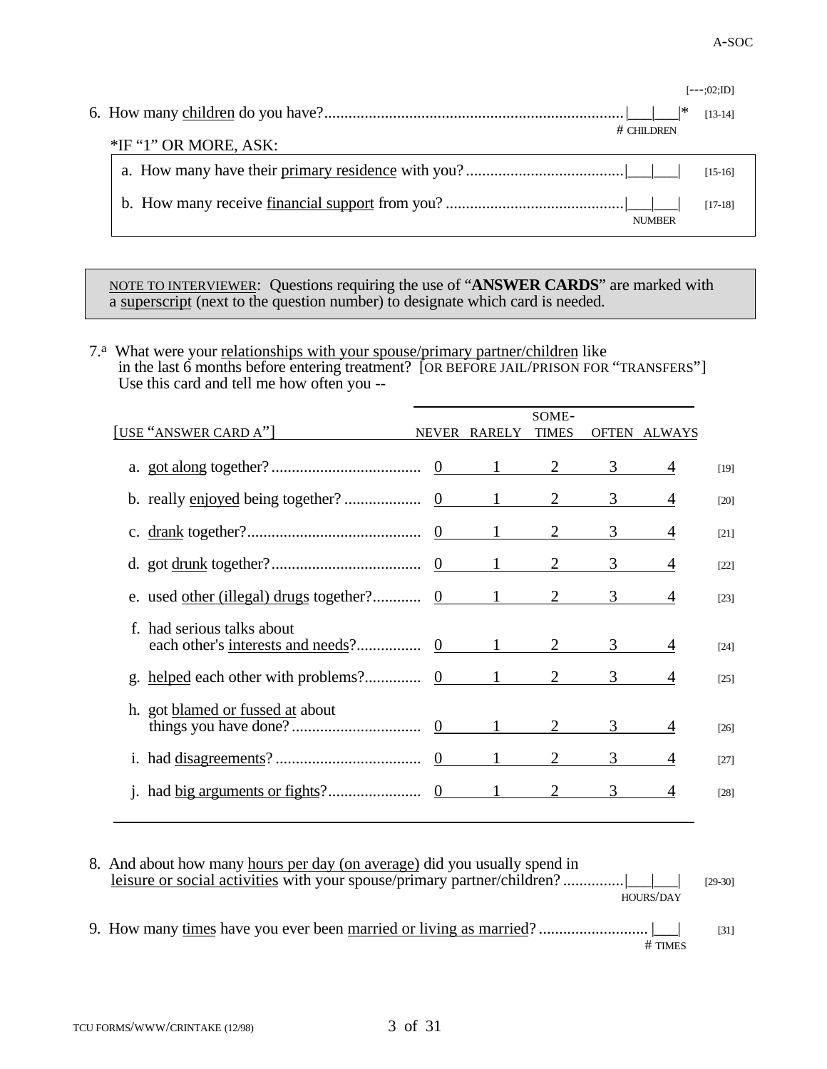[---;02;ID]

6. How many children do you have?..........................................................................|___|___|* [13-14]
   # CHILDREN

   *IF "1" OR MORE, ASK:

   a. How many have their primary residence with you?.......................................|___|___| [15-16]

   b. How many receive financial support from you? ............................................|___|___| [17-18]
   NUMBER

NOTE TO INTERVIEWER: Questions requiring the use of "**ANSWER CARDS**" are marked with a superscript (next to the question number) to designate which card is needed.

7.[a] What were your relationships with your spouse/primary partner/children like in the last 6 months before entering treatment? [OR BEFORE JAIL/PRISON FOR "TRANSFERS"] Use this card and tell me how often you --

| [USE "ANSWER CARD A"] | NEVER | RARELY | SOME-TIMES | OFTEN | ALWAYS | |
|---|---|---|---|---|---|---|
| a. got along together? | 0 | 1 | 2 | 3 | 4 | [19] |
| b. really enjoyed being together? | 0 | 1 | 2 | 3 | 4 | [20] |
| c. drank together? | 0 | 1 | 2 | 3 | 4 | [21] |
| d. got drunk together? | 0 | 1 | 2 | 3 | 4 | [22] |
| e. used other (illegal) drugs together? | 0 | 1 | 2 | 3 | 4 | [23] |
| f. had serious talks about each other's interests and needs? | 0 | 1 | 2 | 3 | 4 | [24] |
| g. helped each other with problems? | 0 | 1 | 2 | 3 | 4 | [25] |
| h. got blamed or fussed at about things you have done? | 0 | 1 | 2 | 3 | 4 | [26] |
| i. had disagreements? | 0 | 1 | 2 | 3 | 4 | [27] |
| j. had big arguments or fights? | 0 | 1 | 2 | 3 | 4 | [28] |

8. And about how many hours per day (on average) did you usually spend in leisure or social activities with your spouse/primary partner/children? ..............|___|___| [29-30]
   HOURS/DAY

9. How many times have you ever been married or living as married? ........................... |___| [31]
   # TIMES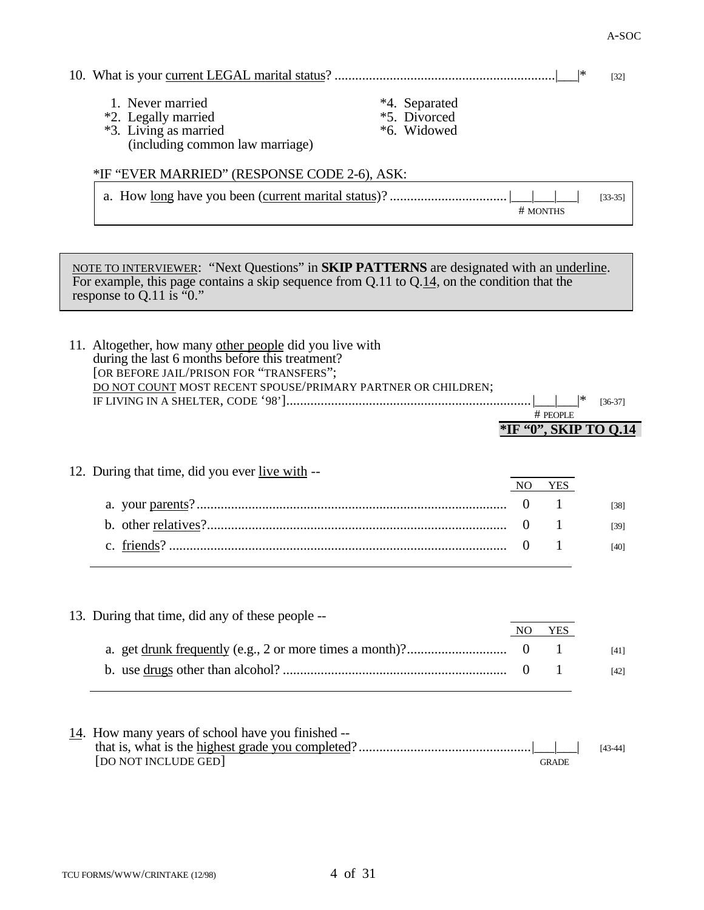10. What is your current LEGAL marital status? ................................................................|___|* [32]

1. Never married
*2. Legally married
*3. Living as married (including common law marriage)
*4. Separated
*5. Divorced
*6. Widowed

*IF "EVER MARRIED" (RESPONSE CODE 2-6), ASK:

a. How long have you been (current marital status)? .................................|___|___|___| [33-35]
# MONTHS

> NOTE TO INTERVIEWER: "Next Questions" in **SKIP PATTERNS** are designated with an underline. For example, this page contains a skip sequence from Q.11 to Q.14, on the condition that the response to Q.11 is "0."

11. Altogether, how many other people did you live with during the last 6 months before this treatment?
[OR BEFORE JAIL/PRISON FOR "TRANSFERS";
DO NOT COUNT MOST RECENT SPOUSE/PRIMARY PARTNER OR CHILDREN;
IF LIVING IN A SHELTER, CODE '98'].......................................................................|___|___|* [36-37]
# PEOPLE

**\*IF "0", SKIP TO Q.14**

12. During that time, did you ever live with --

| | NO | YES | |
|---|---|---|---|
| a. your parents? | 0 | 1 | [38] |
| b. other relatives? | 0 | 1 | [39] |
| c. friends? | 0 | 1 | [40] |

13. During that time, did any of these people --

| | NO | YES | |
|---|---|---|---|
| a. get drunk frequently (e.g., 2 or more times a month)? | 0 | 1 | [41] |
| b. use drugs other than alcohol? | 0 | 1 | [42] |

14. How many years of school have you finished -- that is, what is the highest grade you completed?..................................................|___|___| [43-44]
[DO NOT INCLUDE GED]
GRADE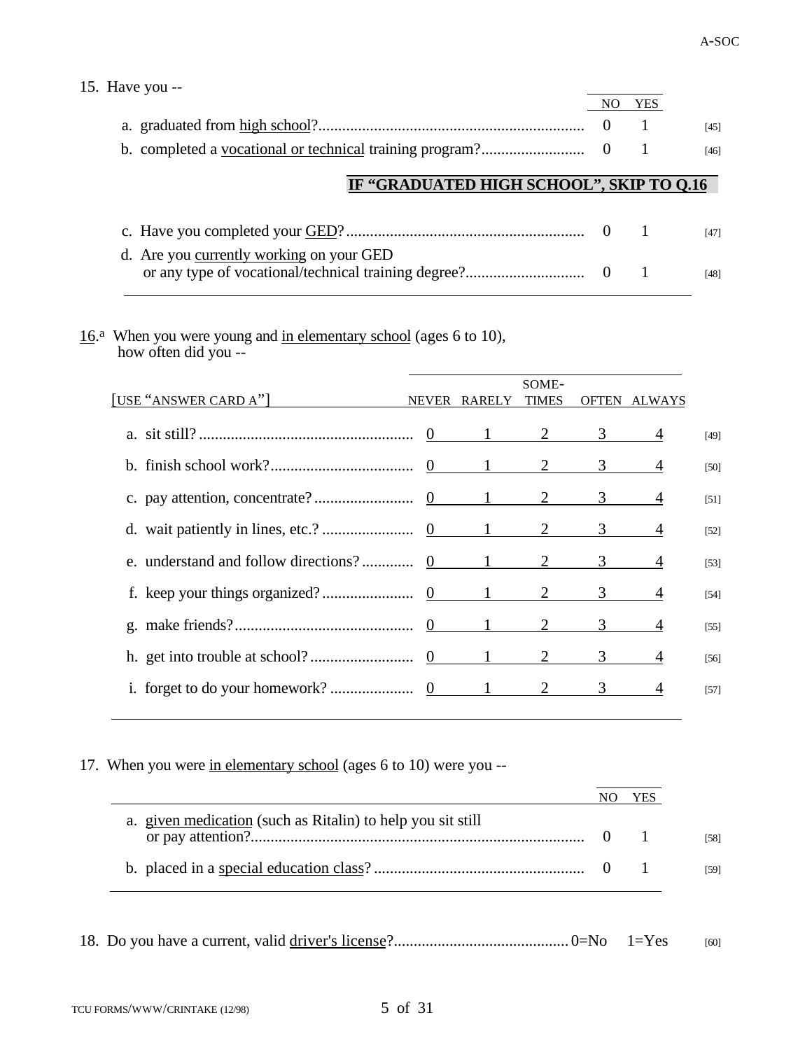15. Have you --

| | NO | YES | |
|---|---|---|---|
| a. graduated from high school? | 0 | 1 | [45] |
| b. completed a vocational or technical training program? | 0 | 1 | [46] |

**IF "GRADUATED HIGH SCHOOL", SKIP TO Q.16**

| | NO | YES | |
|---|---|---|---|
| c. Have you completed your GED? | 0 | 1 | [47] |
| d. Are you currently working on your GED or any type of vocational/technical training degree? | 0 | 1 | [48] |

16.[a] When you were young and in elementary school (ages 6 to 10), how often did you --

| [USE "ANSWER CARD A"] | NEVER | RARELY | SOME-TIMES | OFTEN | ALWAYS | |
|---|---|---|---|---|---|---|
| a. sit still? | 0 | 1 | 2 | 3 | 4 | [49] |
| b. finish school work? | 0 | 1 | 2 | 3 | 4 | [50] |
| c. pay attention, concentrate? | 0 | 1 | 2 | 3 | 4 | [51] |
| d. wait patiently in lines, etc.? | 0 | 1 | 2 | 3 | 4 | [52] |
| e. understand and follow directions? | 0 | 1 | 2 | 3 | 4 | [53] |
| f. keep your things organized? | 0 | 1 | 2 | 3 | 4 | [54] |
| g. make friends? | 0 | 1 | 2 | 3 | 4 | [55] |
| h. get into trouble at school? | 0 | 1 | 2 | 3 | 4 | [56] |
| i. forget to do your homework? | 0 | 1 | 2 | 3 | 4 | [57] |

17. When you were in elementary school (ages 6 to 10) were you --

| | NO | YES | |
|---|---|---|---|
| a. given medication (such as Ritalin) to help you sit still or pay attention? | 0 | 1 | [58] |
| b. placed in a special education class? | 0 | 1 | [59] |

18. Do you have a current, valid driver's license? ........ 0=No 1=Yes [60]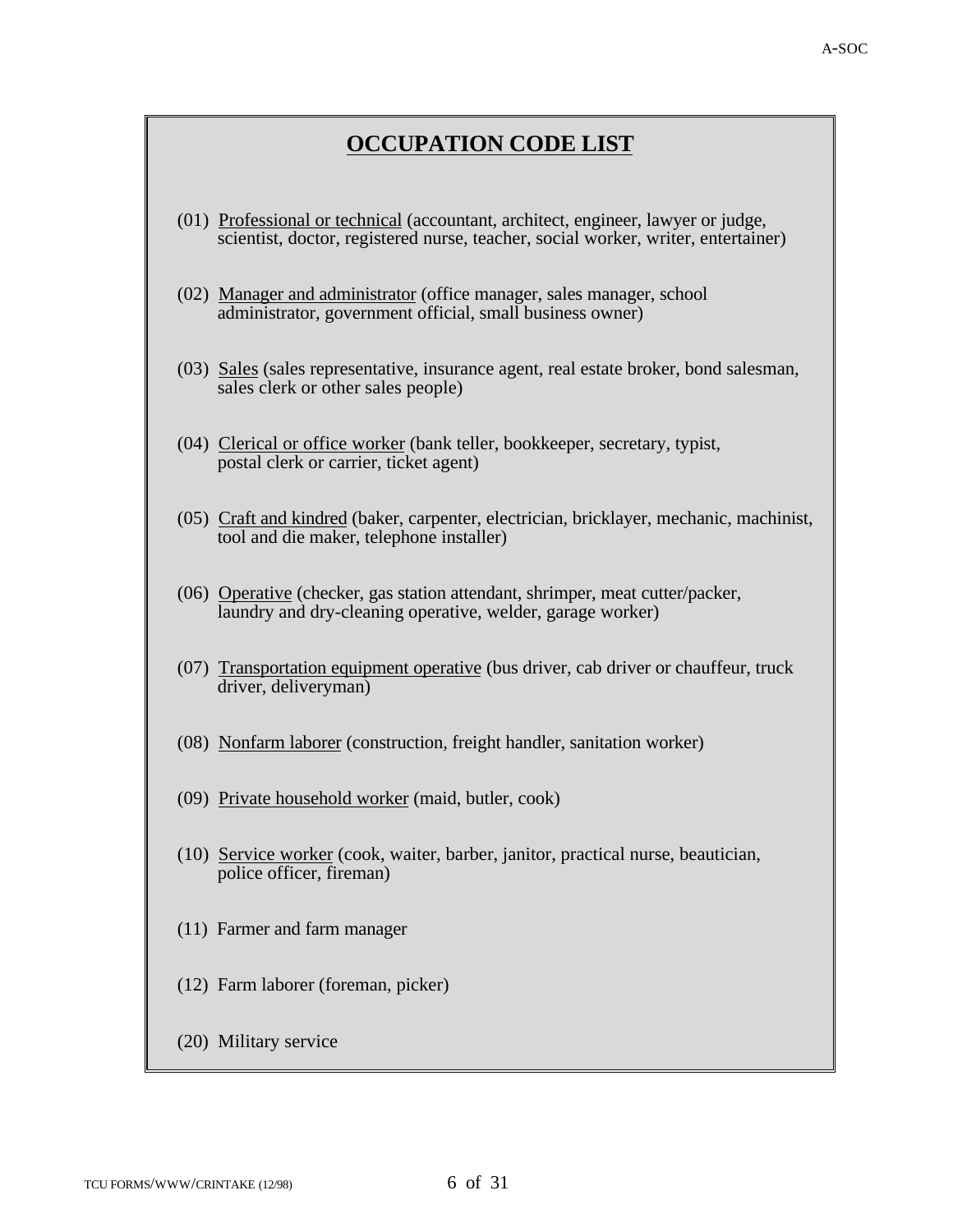## OCCUPATION CODE LIST

(01) Professional or technical (accountant, architect, engineer, lawyer or judge, scientist, doctor, registered nurse, teacher, social worker, writer, entertainer)

(02) Manager and administrator (office manager, sales manager, school administrator, government official, small business owner)

(03) Sales (sales representative, insurance agent, real estate broker, bond salesman, sales clerk or other sales people)

(04) Clerical or office worker (bank teller, bookkeeper, secretary, typist, postal clerk or carrier, ticket agent)

(05) Craft and kindred (baker, carpenter, electrician, bricklayer, mechanic, machinist, tool and die maker, telephone installer)

(06) Operative (checker, gas station attendant, shrimper, meat cutter/packer, laundry and dry-cleaning operative, welder, garage worker)

(07) Transportation equipment operative (bus driver, cab driver or chauffeur, truck driver, deliveryman)

(08) Nonfarm laborer (construction, freight handler, sanitation worker)

(09) Private household worker (maid, butler, cook)

(10) Service worker (cook, waiter, barber, janitor, practical nurse, beautician, police officer, fireman)

(11) Farmer and farm manager

(12) Farm laborer (foreman, picker)

(20) Military service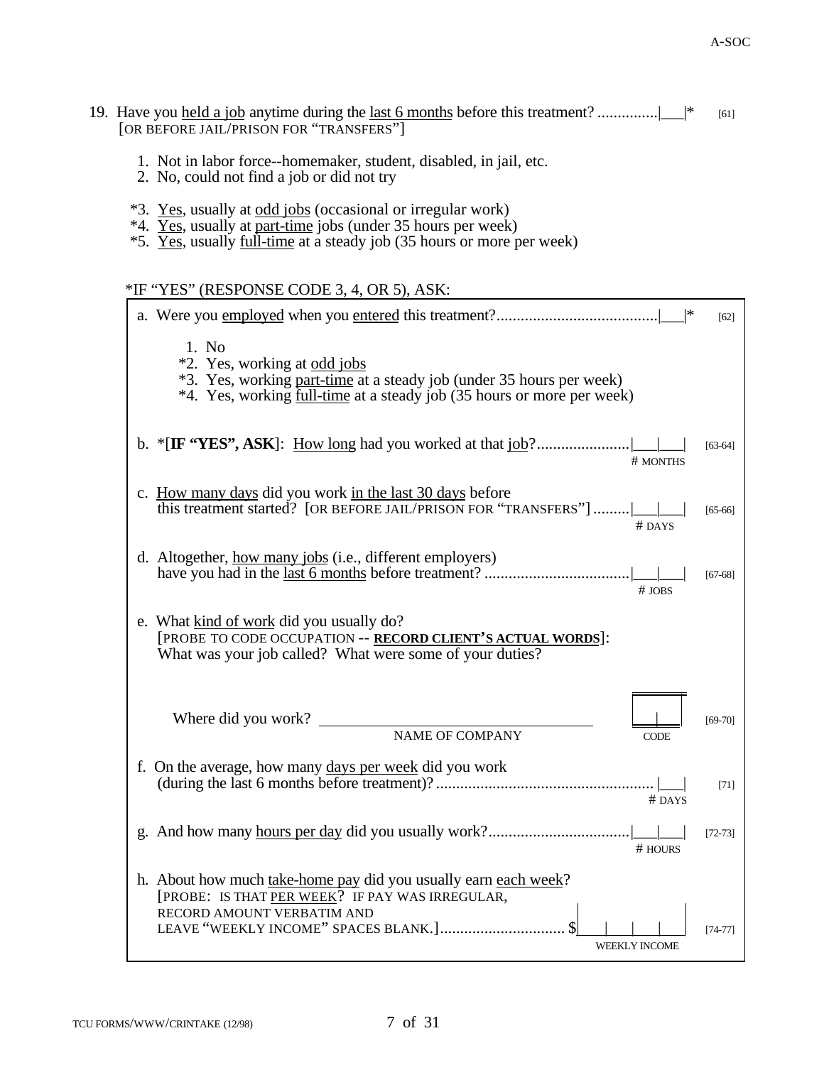19. Have you <u>held a job</u> anytime during the <u>last 6 months</u> before this treatment? ...............|___|* [61]
[OR BEFORE JAIL/PRISON FOR "TRANSFERS"]

1. Not in labor force--homemaker, student, disabled, in jail, etc.
2. No, could not find a job or did not try

*3. <u>Yes</u>, usually at <u>odd jobs</u> (occasional or irregular work)
*4. <u>Yes</u>, usually at <u>part-time</u> jobs (under 35 hours per week)
*5. <u>Yes</u>, usually <u>full-time</u> at a steady job (35 hours or more per week)

*IF "YES" (RESPONSE CODE 3, 4, OR 5), ASK:

a. Were you <u>employed</u> when you <u>entered</u> this treatment?........................................|___|* [62]

1. No
*2. Yes, working at <u>odd jobs</u>
*3. Yes, working <u>part-time</u> at a steady job (under 35 hours per week)
*4. Yes, working <u>full-time</u> at a steady job (35 hours or more per week)

b. *[**IF "YES", ASK**]: <u>How long</u> had you worked at that <u>job</u>?.......................|___|___| [63-64]
# MONTHS

c. <u>How many days</u> did you work <u>in the last 30 days</u> before this treatment started? [OR BEFORE JAIL/PRISON FOR "TRANSFERS"] .........|___|___| [65-66]
# DAYS

d. Altogether, <u>how many jobs</u> (i.e., different employers) have you had in the <u>last 6 months</u> before treatment? ....................................|___|___| [67-68]
# JOBS

e. What <u>kind of work</u> did you usually do?
[PROBE TO CODE OCCUPATION -- **<u>RECORD CLIENT'S ACTUAL WORDS</u>**]:
What was your job called? What were some of your duties?

Where did you work? ______________________________ |___|___| [69-70]
NAME OF COMPANY CODE

f. On the average, how many <u>days per week</u> did you work (during the last 6 months before treatment)?.....................................................|___| [71]
# DAYS

g. And how many <u>hours per day</u> did you usually work?...................................|___|___| [72-73]
# HOURS

h. About how much <u>take-home pay</u> did you usually earn <u>each week</u>?
[PROBE: IS THAT <u>PER WEEK</u>? IF PAY WAS IRREGULAR, RECORD AMOUNT VERBATIM AND LEAVE "WEEKLY INCOME" SPACES BLANK.]............................... $|___|___|___|___| [74-77]
WEEKLY INCOME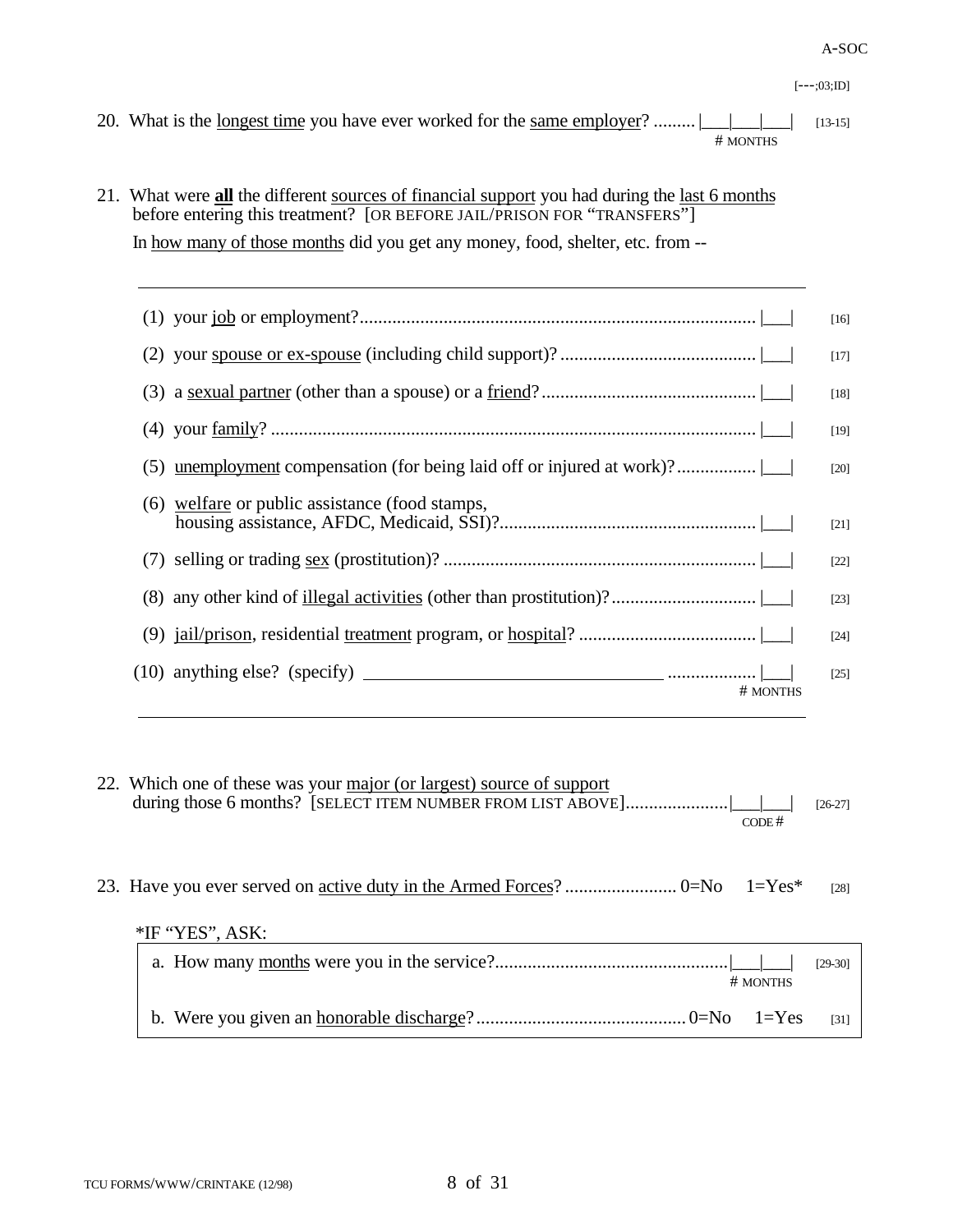A-SOC

[---;03;ID]

20. What is the longest time you have ever worked for the same employer? ......... |___|___|___| [13-15]
# MONTHS

21. What were **all** the different sources of financial support you had during the last 6 months before entering this treatment? [OR BEFORE JAIL/PRISON FOR "TRANSFERS"]

In how many of those months did you get any money, food, shelter, etc. from --

(1) your job or employment? ........................................ |___| [16]

(2) your spouse or ex-spouse (including child support)? .......................... |___| [17]

(3) a sexual partner (other than a spouse) or a friend? ............................ |___| [18]

(4) your family? ........................................ |___| [19]

(5) unemployment compensation (for being laid off or injured at work)? ................. |___| [20]

(6) welfare or public assistance (food stamps, housing assistance, AFDC, Medicaid, SSI)? ........................ |___| [21]

(7) selling or trading sex (prostitution)? ........................................ |___| [22]

(8) any other kind of illegal activities (other than prostitution)? .............................. |___| [23]

(9) jail/prison, residential treatment program, or hospital? ...................................... |___| [24]

(10) anything else? (specify) ________________________________ .................. |___| [25]
# MONTHS

22. Which one of these was your major (or largest) source of support during those 6 months? [SELECT ITEM NUMBER FROM LIST ABOVE] ...................... |___|___| [26-27]
CODE #

23. Have you ever served on active duty in the Armed Forces? ........................ 0=No 1=Yes* [28]

*IF "YES", ASK:

a. How many months were you in the service? .................................................. |___|___| [29-30]
# MONTHS

b. Were you given an honorable discharge? ............................................. 0=No 1=Yes [31]

TCU FORMS/WWW/CRINTAKE (12/98)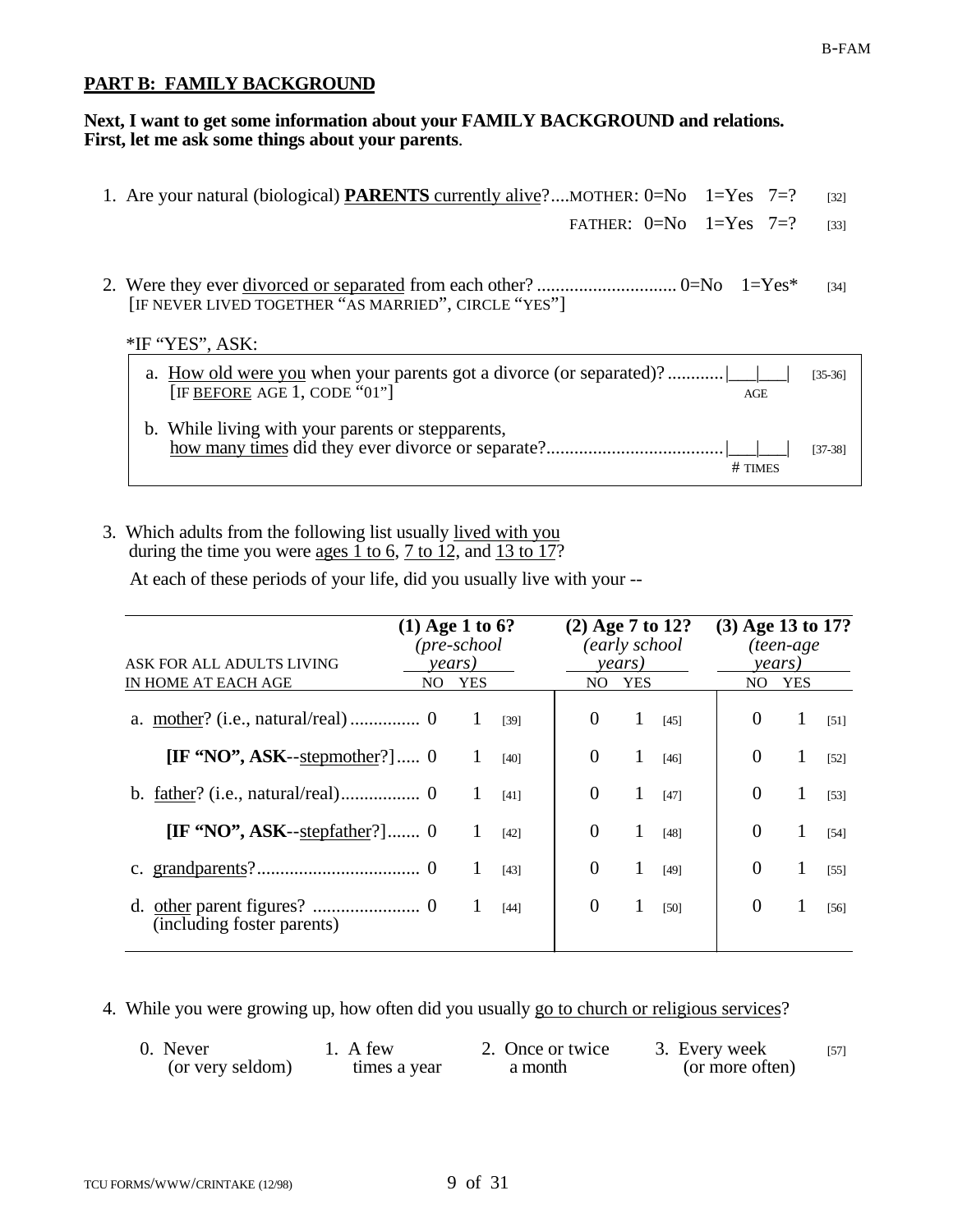## PART B: FAMILY BACKGROUND

**Next, I want to get some information about your FAMILY BACKGROUND and relations. First, let me ask some things about your parents.**

1. Are your natural (biological) **PARENTS** currently alive?....MOTHER: 0=No 1=Yes 7=? [32]

   FATHER: 0=No 1=Yes 7=? [33]

2. Were they ever divorced or separated from each other? .............................. 0=No 1=Yes* [34]
   [IF NEVER LIVED TOGETHER "AS MARRIED", CIRCLE "YES"]

   *IF "YES", ASK:

   a. How old were you when your parents got a divorce (or separated)? ............|___|___| [35-36]
      [IF BEFORE AGE 1, CODE "01"] AGE

   b. While living with your parents or stepparents, how many times did they ever divorce or separate?......................................|___|___| [37-38]
      # TIMES

3. Which adults from the following list usually lived with you during the time you were ages 1 to 6, 7 to 12, and 13 to 17?

   At each of these periods of your life, did you usually live with your --

| ASK FOR ALL ADULTS LIVING IN HOME AT EACH AGE | (1) Age 1 to 6? *(pre-school years)* | | | (2) Age 7 to 12? *(early school years)* | | | (3) Age 13 to 17? *(teen-age years)* | | |
|---|---|---|---|---|---|---|---|---|---|
| | NO | YES | | NO | YES | | NO | YES | |
| a. mother? (i.e., natural/real) ............... | 0 | 1 | [39] | 0 | 1 | [45] | 0 | 1 | [51] |
| **[IF "NO", ASK**--stepmother?] ..... | 0 | 1 | [40] | 0 | 1 | [46] | 0 | 1 | [52] |
| b. father? (i.e., natural/real)................. | 0 | 1 | [41] | 0 | 1 | [47] | 0 | 1 | [53] |
| **[IF "NO", ASK**--stepfather?] ....... | 0 | 1 | [42] | 0 | 1 | [48] | 0 | 1 | [54] |
| c. grandparents?................................... | 0 | 1 | [43] | 0 | 1 | [49] | 0 | 1 | [55] |
| d. other parent figures? ....................... (including foster parents) | 0 | 1 | [44] | 0 | 1 | [50] | 0 | 1 | [56] |

4. While you were growing up, how often did you usually go to church or religious services?

   0. Never (or very seldom)   1. A few times a year   2. Once or twice a month   3. Every week (or more often) [57]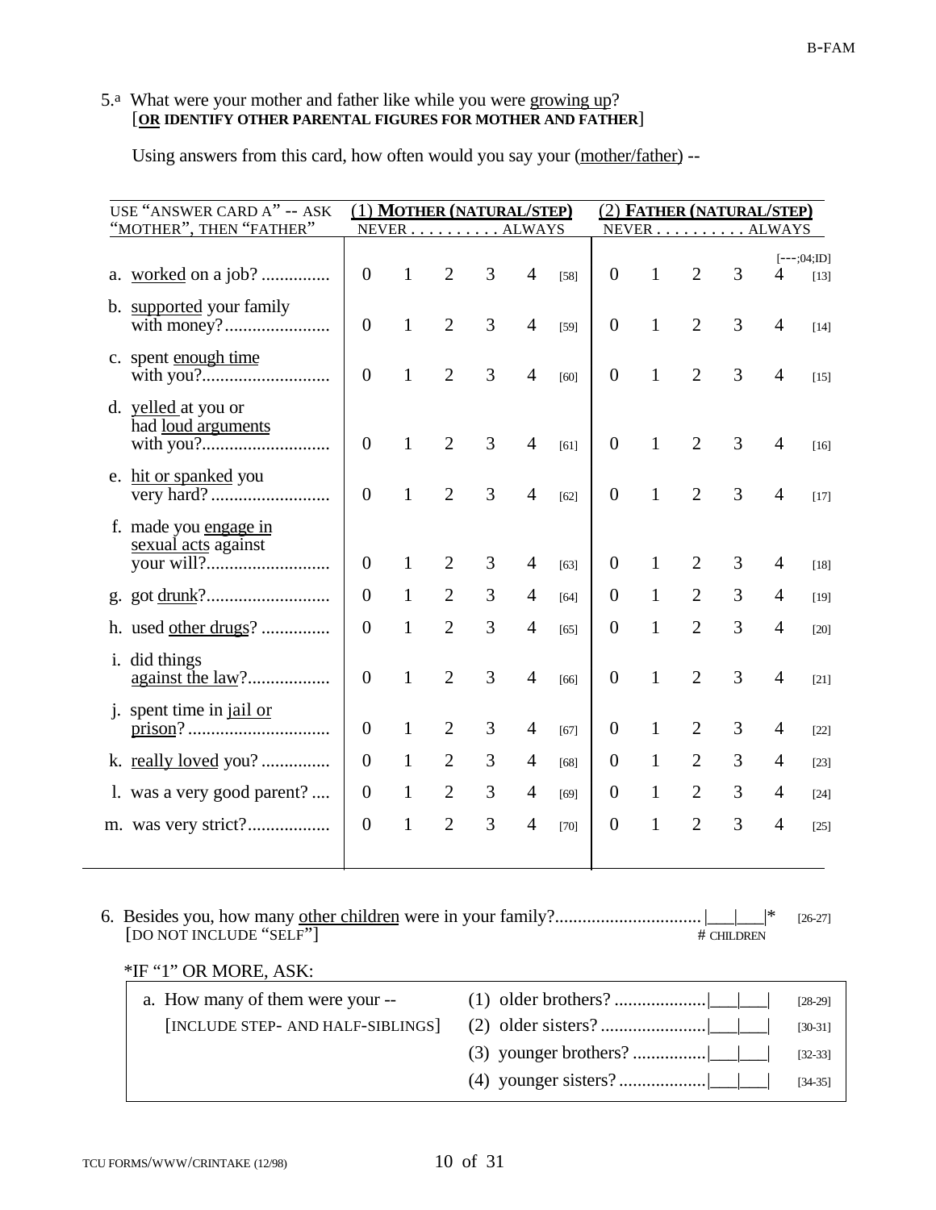5.[a] What were your mother and father like while you were growing up?
[**OR IDENTIFY OTHER PARENTAL FIGURES FOR MOTHER AND FATHER**]

Using answers from this card, how often would you say your (mother/father) --

| USE "ANSWER CARD A" -- ASK "MOTHER", THEN "FATHER" | (1) **MOTHER (NATURAL/STEP)** NEVER . . . . . . . . . . ALWAYS | | | | | | (2) **FATHER (NATURAL/STEP)** NEVER . . . . . . . . . . ALWAYS | | | | | [---;04;ID] |
|---|---|---|---|---|---|---|---|---|---|---|---|---|
| a. worked on a job? | 0 | 1 | 2 | 3 | 4 | [58] | 0 | 1 | 2 | 3 | 4 | [13] |
| b. supported your family with money? | 0 | 1 | 2 | 3 | 4 | [59] | 0 | 1 | 2 | 3 | 4 | [14] |
| c. spent enough time with you? | 0 | 1 | 2 | 3 | 4 | [60] | 0 | 1 | 2 | 3 | 4 | [15] |
| d. yelled at you or had loud arguments with you? | 0 | 1 | 2 | 3 | 4 | [61] | 0 | 1 | 2 | 3 | 4 | [16] |
| e. hit or spanked you very hard? | 0 | 1 | 2 | 3 | 4 | [62] | 0 | 1 | 2 | 3 | 4 | [17] |
| f. made you engage in sexual acts against your will? | 0 | 1 | 2 | 3 | 4 | [63] | 0 | 1 | 2 | 3 | 4 | [18] |
| g. got drunk? | 0 | 1 | 2 | 3 | 4 | [64] | 0 | 1 | 2 | 3 | 4 | [19] |
| h. used other drugs? | 0 | 1 | 2 | 3 | 4 | [65] | 0 | 1 | 2 | 3 | 4 | [20] |
| i. did things against the law? | 0 | 1 | 2 | 3 | 4 | [66] | 0 | 1 | 2 | 3 | 4 | [21] |
| j. spent time in jail or prison? | 0 | 1 | 2 | 3 | 4 | [67] | 0 | 1 | 2 | 3 | 4 | [22] |
| k. really loved you? | 0 | 1 | 2 | 3 | 4 | [68] | 0 | 1 | 2 | 3 | 4 | [23] |
| l. was a very good parent? | 0 | 1 | 2 | 3 | 4 | [69] | 0 | 1 | 2 | 3 | 4 | [24] |
| m. was very strict? | 0 | 1 | 2 | 3 | 4 | [70] | 0 | 1 | 2 | 3 | 4 | [25] |

6. Besides you, how many other children were in your family? ................................ |___|___|* [26-27]
[DO NOT INCLUDE "SELF"] # CHILDREN

*IF "1" OR MORE, ASK:

a. How many of them were your --
[INCLUDE STEP- AND HALF-SIBLINGS]

(1) older brothers? .................... |___|___| [28-29]
(2) older sisters? ....................... |___|___| [30-31]
(3) younger brothers? ................ |___|___| [32-33]
(4) younger sisters? ................... |___|___| [34-35]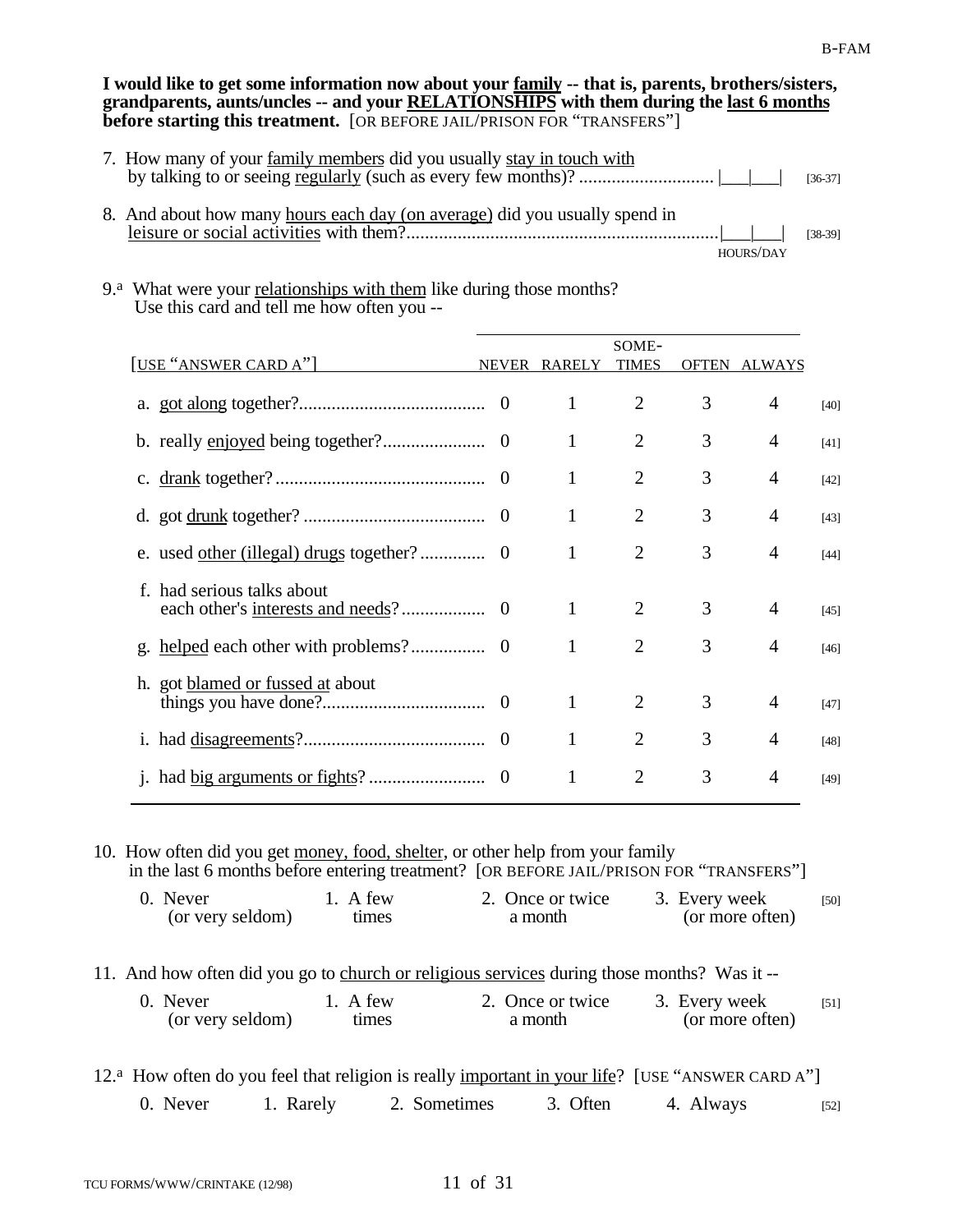I would like to get some information now about your family -- that is, parents, brothers/sisters, grandparents, aunts/uncles -- and your RELATIONSHIPS with them during the last 6 months before starting this treatment. [OR BEFORE JAIL/PRISON FOR "TRANSFERS"]

7. How many of your family members did you usually stay in touch with by talking to or seeing regularly (such as every few months)? ............................ |___|___| [36-37]

8. And about how many hours each day (on average) did you usually spend in leisure or social activities with them?..................................................................|___|___| HOURS/DAY [38-39]

9.[a] What were your relationships with them like during those months? Use this card and tell me how often you --

| [USE "ANSWER CARD A"] | NEVER | RARELY | SOME-TIMES | OFTEN | ALWAYS | |
|---|---|---|---|---|---|---|
| a. got along together? | 0 | 1 | 2 | 3 | 4 | [40] |
| b. really enjoyed being together? | 0 | 1 | 2 | 3 | 4 | [41] |
| c. drank together? | 0 | 1 | 2 | 3 | 4 | [42] |
| d. got drunk together? | 0 | 1 | 2 | 3 | 4 | [43] |
| e. used other (illegal) drugs together? | 0 | 1 | 2 | 3 | 4 | [44] |
| f. had serious talks about each other's interests and needs? | 0 | 1 | 2 | 3 | 4 | [45] |
| g. helped each other with problems? | 0 | 1 | 2 | 3 | 4 | [46] |
| h. got blamed or fussed at about things you have done? | 0 | 1 | 2 | 3 | 4 | [47] |
| i. had disagreements? | 0 | 1 | 2 | 3 | 4 | [48] |
| j. had big arguments or fights? | 0 | 1 | 2 | 3 | 4 | [49] |

10. How often did you get money, food, shelter, or other help from your family in the last 6 months before entering treatment? [OR BEFORE JAIL/PRISON FOR "TRANSFERS"]

0. Never (or very seldom) | 1. A few times | 2. Once or twice a month | 3. Every week (or more often) [50]

11. And how often did you go to church or religious services during those months? Was it --

0. Never (or very seldom) | 1. A few times | 2. Once or twice a month | 3. Every week (or more often) [51]

12.[a] How often do you feel that religion is really important in your life? [USE "ANSWER CARD A"]

0. Never | 1. Rarely | 2. Sometimes | 3. Often | 4. Always [52]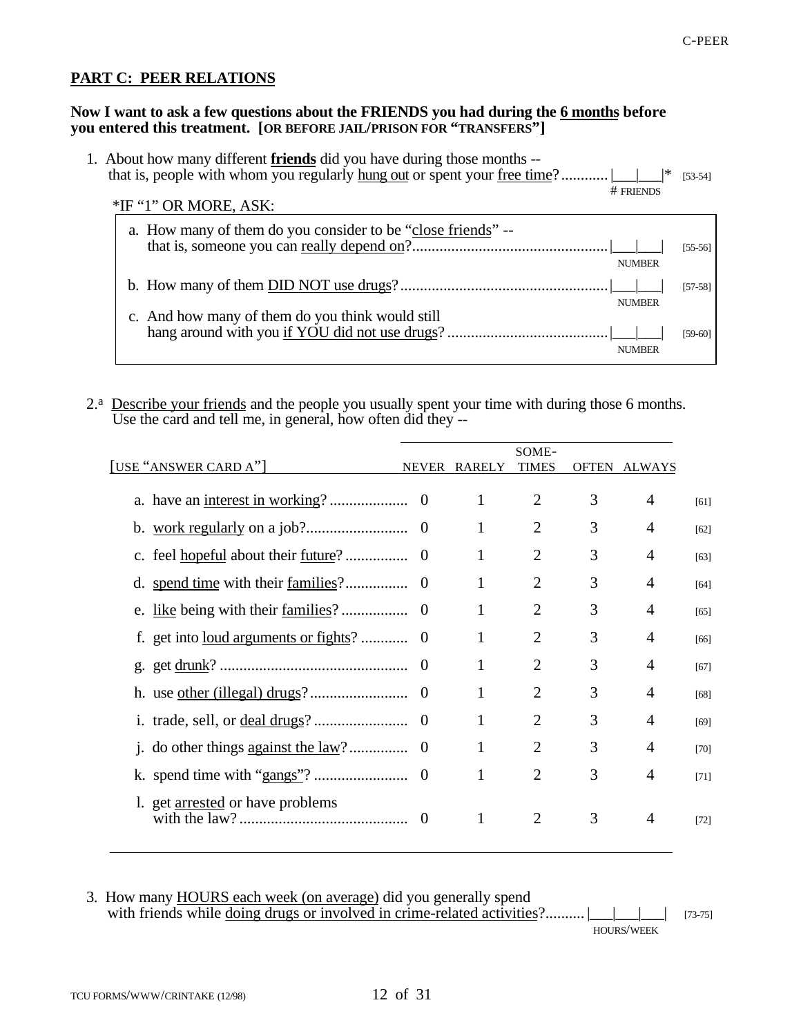## PART C: PEER RELATIONS

**Now I want to ask a few questions about the FRIENDS you had during the 6 months before you entered this treatment. [OR BEFORE JAIL/PRISON FOR "TRANSFERS"]**

1. About how many different **friends** did you have during those months -- that is, people with whom you regularly hung out or spent your free time?............ |___|___|* [53-54]
   # FRIENDS

   *IF "1" OR MORE, ASK:

   a. How many of them do you consider to be "close friends" -- that is, someone you can really depend on?.................................................. |___|___| [55-56]
      NUMBER

   b. How many of them DID NOT use drugs?..................................................... |___|___| [57-58]
      NUMBER

   c. And how many of them do you think would still hang around with you if YOU did not use drugs?......................................... |___|___| [59-60]
      NUMBER

2.[a] Describe your friends and the people you usually spent your time with during those 6 months. Use the card and tell me, in general, how often did they --

| [USE "ANSWER CARD A"] | NEVER | RARELY | SOME-TIMES | OFTEN | ALWAYS | |
|---|---|---|---|---|---|---|
| a. have an interest in working? | 0 | 1 | 2 | 3 | 4 | [61] |
| b. work regularly on a job? | 0 | 1 | 2 | 3 | 4 | [62] |
| c. feel hopeful about their future? | 0 | 1 | 2 | 3 | 4 | [63] |
| d. spend time with their families? | 0 | 1 | 2 | 3 | 4 | [64] |
| e. like being with their families? | 0 | 1 | 2 | 3 | 4 | [65] |
| f. get into loud arguments or fights? | 0 | 1 | 2 | 3 | 4 | [66] |
| g. get drunk? | 0 | 1 | 2 | 3 | 4 | [67] |
| h. use other (illegal) drugs? | 0 | 1 | 2 | 3 | 4 | [68] |
| i. trade, sell, or deal drugs? | 0 | 1 | 2 | 3 | 4 | [69] |
| j. do other things against the law? | 0 | 1 | 2 | 3 | 4 | [70] |
| k. spend time with "gangs"? | 0 | 1 | 2 | 3 | 4 | [71] |
| l. get arrested or have problems with the law? | 0 | 1 | 2 | 3 | 4 | [72] |

3. How many HOURS each week (on average) did you generally spend with friends while doing drugs or involved in crime-related activities?.......... |___|___|___| [73-75]
   HOURS/WEEK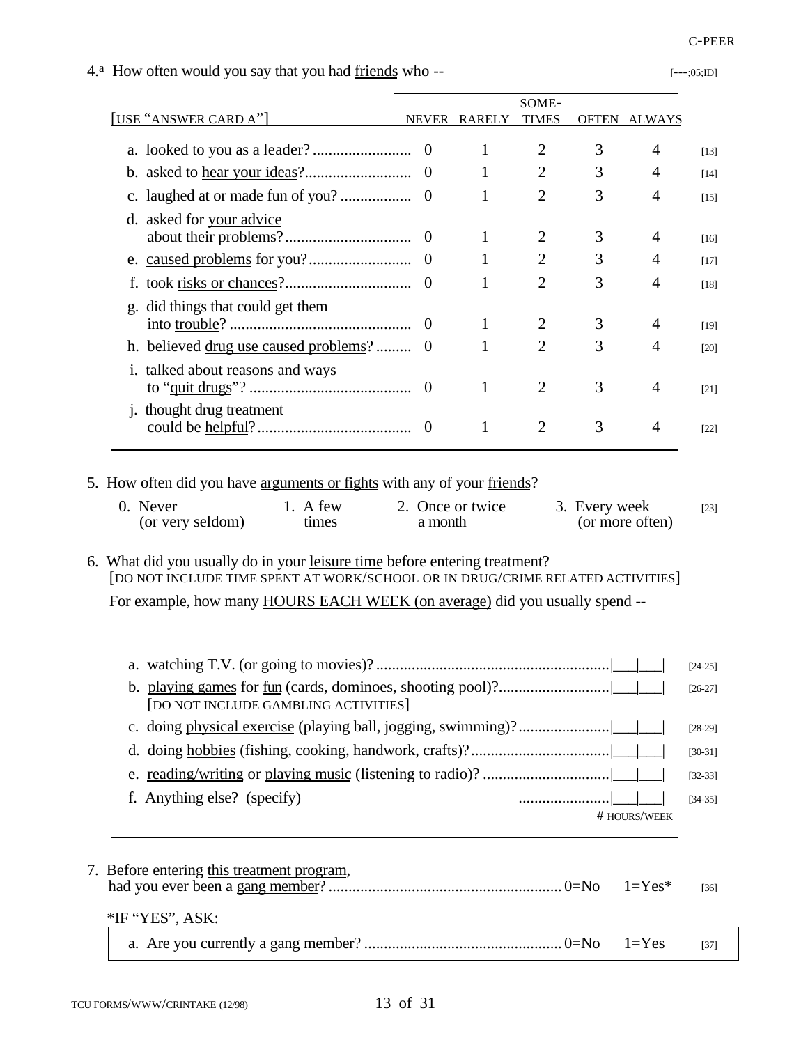4.[a] How often would you say that you had friends who -- [---;05;ID]

| [USE "ANSWER CARD A"] | NEVER | RARELY | SOME-TIMES | OFTEN | ALWAYS | |
|---|---|---|---|---|---|---|
| a. looked to you as a leader? | 0 | 1 | 2 | 3 | 4 | [13] |
| b. asked to hear your ideas? | 0 | 1 | 2 | 3 | 4 | [14] |
| c. laughed at or made fun of you? | 0 | 1 | 2 | 3 | 4 | [15] |
| d. asked for your advice about their problems? | 0 | 1 | 2 | 3 | 4 | [16] |
| e. caused problems for you? | 0 | 1 | 2 | 3 | 4 | [17] |
| f. took risks or chances? | 0 | 1 | 2 | 3 | 4 | [18] |
| g. did things that could get them into trouble? | 0 | 1 | 2 | 3 | 4 | [19] |
| h. believed drug use caused problems? | 0 | 1 | 2 | 3 | 4 | [20] |
| i. talked about reasons and ways to "quit drugs"? | 0 | 1 | 2 | 3 | 4 | [21] |
| j. thought drug treatment could be helpful? | 0 | 1 | 2 | 3 | 4 | [22] |

5. How often did you have arguments or fights with any of your friends?

0. Never (or very seldom) 1. A few times 2. Once or twice a month 3. Every week (or more often) [23]

6. What did you usually do in your leisure time before entering treatment?
[DO NOT INCLUDE TIME SPENT AT WORK/SCHOOL OR IN DRUG/CRIME RELATED ACTIVITIES]

For example, how many HOURS EACH WEEK (on average) did you usually spend --

| | # HOURS/WEEK | |
|---|---|---|
| a. watching T.V. (or going to movies)? | \|___\|___\| | [24-25] |
| b. playing games for fun (cards, dominoes, shooting pool)? [DO NOT INCLUDE GAMBLING ACTIVITIES] | \|___\|___\| | [26-27] |
| c. doing physical exercise (playing ball, jogging, swimming)? | \|___\|___\| | [28-29] |
| d. doing hobbies (fishing, cooking, handwork, crafts)? | \|___\|___\| | [30-31] |
| e. reading/writing or playing music (listening to radio)? | \|___\|___\| | [32-33] |
| f. Anything else? (specify) ____________ | \|___\|___\| | [34-35] |

7. Before entering this treatment program, had you ever been a gang member? ........ 0=No 1=Yes* [36]

*IF "YES", ASK:

a. Are you currently a gang member? ........ 0=No 1=Yes [37]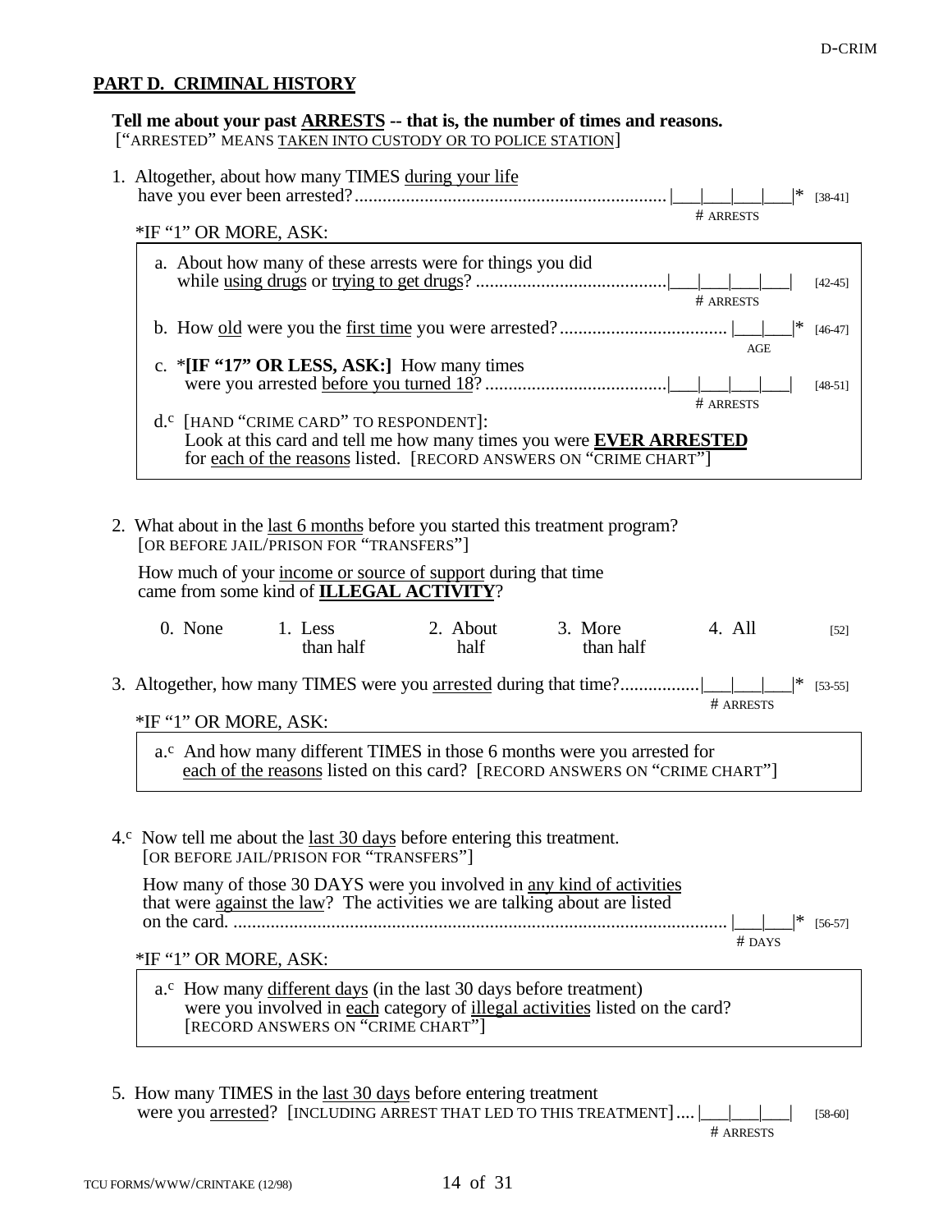## PART D. CRIMINAL HISTORY

**Tell me about your past ARRESTS -- that is, the number of times and reasons.**
[“ARRESTED” MEANS TAKEN INTO CUSTODY OR TO POLICE STATION]

1. Altogether, about how many TIMES during your life have you ever been arrested?.................................................................. |___|___|___|___|* [38-41]
   # ARRESTS

   *IF “1” OR MORE, ASK:

   a. About how many of these arrests were for things you did while using drugs or trying to get drugs? .........................................|___|___|___|___| [42-45]
      # ARRESTS

   b. How old were you the first time you were arrested?.................................... |___|___|* [46-47]
      AGE

   c. *[IF “17” OR LESS, ASK:] How many times were you arrested before you turned 18? .......................................|___|___|___|___| [48-51]
      # ARRESTS

   d.[c] [HAND “CRIME CARD” TO RESPONDENT]:
   Look at this card and tell me how many times you were **EVER ARRESTED** for each of the reasons listed. [RECORD ANSWERS ON “CRIME CHART”]

2. What about in the last 6 months before you started this treatment program?
   [OR BEFORE JAIL/PRISON FOR “TRANSFERS”]

   How much of your income or source of support during that time came from some kind of **ILLEGAL ACTIVITY**?

   0. None  1. Less than half  2. About half  3. More than half  4. All [52]

3. Altogether, how many TIMES were you arrested during that time?................|___|___|___|* [53-55]
   # ARRESTS

   *IF “1” OR MORE, ASK:

   a.[c] And how many different TIMES in those 6 months were you arrested for each of the reasons listed on this card? [RECORD ANSWERS ON “CRIME CHART”]

4.[c] Now tell me about the last 30 days before entering this treatment.
   [OR BEFORE JAIL/PRISON FOR “TRANSFERS”]

   How many of those 30 DAYS were you involved in any kind of activities that were against the law? The activities we are talking about are listed on the card. ........................................................................................................ |___|___|* [56-57]
   # DAYS

   *IF “1” OR MORE, ASK:

   a.[c] How many different days (in the last 30 days before treatment) were you involved in each category of illegal activities listed on the card?
   [RECORD ANSWERS ON “CRIME CHART”]

5. How many TIMES in the last 30 days before entering treatment were you arrested? [INCLUDING ARREST THAT LED TO THIS TREATMENT].... |___|___|___| [58-60]
   # ARRESTS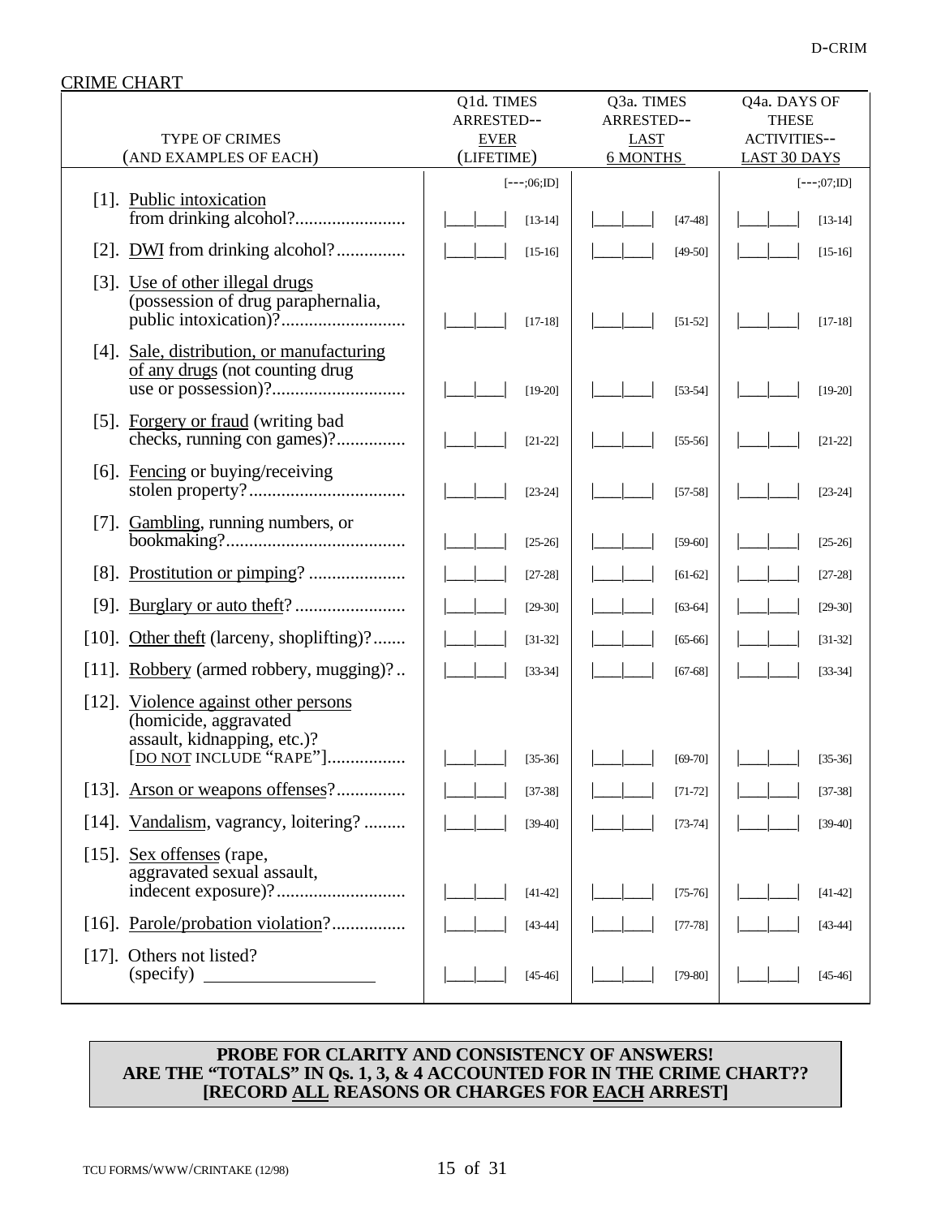## CRIME CHART

| TYPE OF CRIMES (AND EXAMPLES OF EACH) | Q1d. TIMES ARRESTED-- EVER (LIFETIME) | Q3a. TIMES ARRESTED-- LAST 6 MONTHS | Q4a. DAYS OF THESE ACTIVITIES-- LAST 30 DAYS |
|---|---|---|---|
| | [---;06;ID] | | [---;07;ID] |
| [1]. Public intoxication from drinking alcohol?........................ | \|___\|___\| [13-14] | \|___\|___\| [47-48] | \|___\|___\| [13-14] |
| [2]. DWI from drinking alcohol?............... | \|___\|___\| [15-16] | \|___\|___\| [49-50] | \|___\|___\| [15-16] |
| [3]. Use of other illegal drugs (possession of drug paraphernalia, public intoxication)?........................... | \|___\|___\| [17-18] | \|___\|___\| [51-52] | \|___\|___\| [17-18] |
| [4]. Sale, distribution, or manufacturing of any drugs (not counting drug use or possession)?............................. | \|___\|___\| [19-20] | \|___\|___\| [53-54] | \|___\|___\| [19-20] |
| [5]. Forgery or fraud (writing bad checks, running con games)?............... | \|___\|___\| [21-22] | \|___\|___\| [55-56] | \|___\|___\| [21-22] |
| [6]. Fencing or buying/receiving stolen property?.................................. | \|___\|___\| [23-24] | \|___\|___\| [57-58] | \|___\|___\| [23-24] |
| [7]. Gambling, running numbers, or bookmaking?....................................... | \|___\|___\| [25-26] | \|___\|___\| [59-60] | \|___\|___\| [25-26] |
| [8]. Prostitution or pimping? ..................... | \|___\|___\| [27-28] | \|___\|___\| [61-62] | \|___\|___\| [27-28] |
| [9]. Burglary or auto theft? ........................ | \|___\|___\| [29-30] | \|___\|___\| [63-64] | \|___\|___\| [29-30] |
| [10]. Other theft (larceny, shoplifting)?....... | \|___\|___\| [31-32] | \|___\|___\| [65-66] | \|___\|___\| [31-32] |
| [11]. Robbery (armed robbery, mugging)? .. | \|___\|___\| [33-34] | \|___\|___\| [67-68] | \|___\|___\| [33-34] |
| [12]. Violence against other persons (homicide, aggravated assault, kidnapping, etc.)? [DO NOT INCLUDE "RAPE"]................. | \|___\|___\| [35-36] | \|___\|___\| [69-70] | \|___\|___\| [35-36] |
| [13]. Arson or weapons offenses?............... | \|___\|___\| [37-38] | \|___\|___\| [71-72] | \|___\|___\| [37-38] |
| [14]. Vandalism, vagrancy, loitering? ......... | \|___\|___\| [39-40] | \|___\|___\| [73-74] | \|___\|___\| [39-40] |
| [15]. Sex offenses (rape, aggravated sexual assault, indecent exposure)?............................ | \|___\|___\| [41-42] | \|___\|___\| [75-76] | \|___\|___\| [41-42] |
| [16]. Parole/probation violation?................ | \|___\|___\| [43-44] | \|___\|___\| [77-78] | \|___\|___\| [43-44] |
| [17]. Others not listed? (specify) ____________________ | \|___\|___\| [45-46] | \|___\|___\| [79-80] | \|___\|___\| [45-46] |

**PROBE FOR CLARITY AND CONSISTENCY OF ANSWERS!**
**ARE THE "TOTALS" IN Qs. 1, 3, & 4 ACCOUNTED FOR IN THE CRIME CHART??**
**[RECORD ALL REASONS OR CHARGES FOR EACH ARREST]**

TCU FORMS/WWW/CRINTAKE (12/98)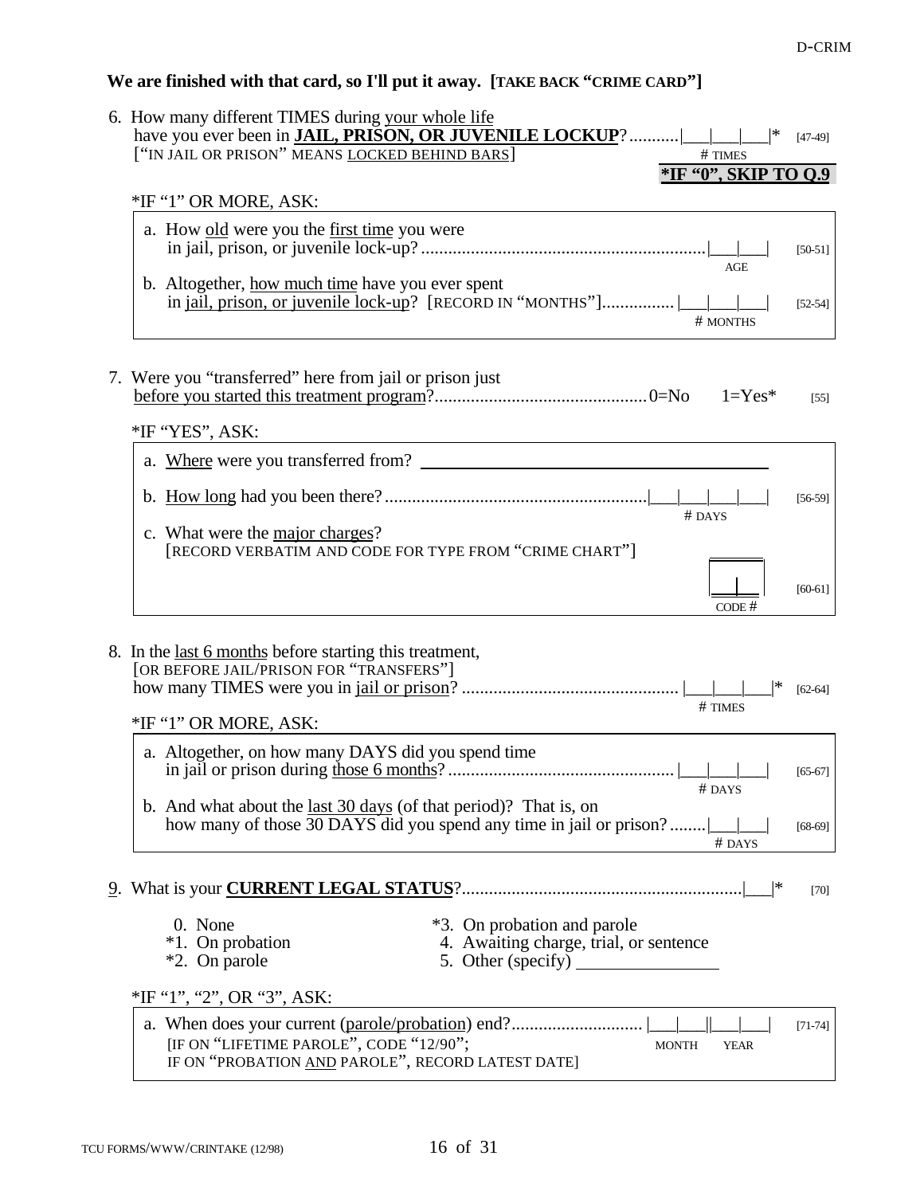**We are finished with that card, so I'll put it away. [TAKE BACK "CRIME CARD"]**

6. How many different TIMES during your whole life have you ever been in **JAIL, PRISON, OR JUVENILE LOCKUP**? ........... |___|___|___|* [47-49]
   ["IN JAIL OR PRISON" MEANS LOCKED BEHIND BARS] # TIMES
   **\*IF "0", SKIP TO Q.9**

   \*IF "1" OR MORE, ASK:

   a. How old were you the first time you were in jail, prison, or juvenile lock-up? ........ |___|___| [50-51]
      AGE

   b. Altogether, how much time have you ever spent in jail, prison, or juvenile lock-up? [RECORD IN "MONTHS"] ........ |___|___|___| [52-54]
      # MONTHS

7. Were you "transferred" here from jail or prison just before you started this treatment program? ........ 0=No 1=Yes* [55]

   \*IF "YES", ASK:

   a. Where were you transferred from? ______________________________

   b. How long had you been there? ........ |___|___|___|___| [56-59]
      # DAYS

   c. What were the major charges?
      [RECORD VERBATIM AND CODE FOR TYPE FROM "CRIME CHART"]
      |___|___| [60-61]
      CODE #

8. In the last 6 months before starting this treatment, [OR BEFORE JAIL/PRISON FOR "TRANSFERS"] how many TIMES were you in jail or prison? ........ |___|___|___|* [62-64]
   # TIMES

   \*IF "1" OR MORE, ASK:

   a. Altogether, on how many DAYS did you spend time in jail or prison during those 6 months? ........ |___|___|___| [65-67]
      # DAYS

   b. And what about the last 30 days (of that period)? That is, on how many of those 30 DAYS did you spend any time in jail or prison? ........ |___|___| [68-69]
      # DAYS

9. What is your **CURRENT LEGAL STATUS**? ........ |___|* [70]

   0. None
   \*1. On probation
   \*2. On parole
   \*3. On probation and parole
   4. Awaiting charge, trial, or sentence
   5. Other (specify) ________________

   \*IF "1", "2", OR "3", ASK:

   a. When does your current (parole/probation) end? ........ |___|___||___|___| [71-74]
      MONTH YEAR
      [IF ON "LIFETIME PAROLE", CODE "12/90";
      IF ON "PROBATION AND PAROLE", RECORD LATEST DATE]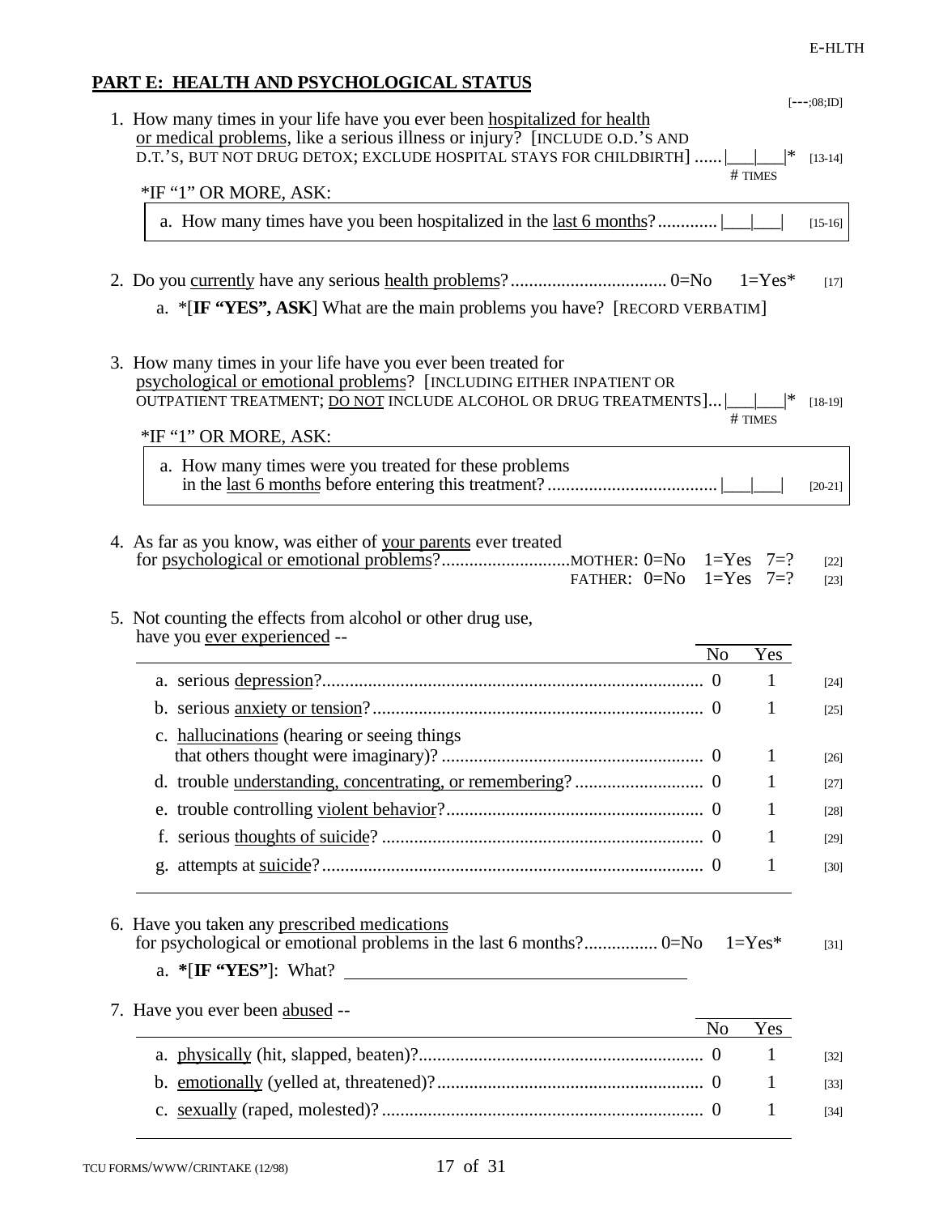## PART E: HEALTH AND PSYCHOLOGICAL STATUS

[---;08;ID]

1. How many times in your life have you ever been hospitalized for health or medical problems, like a serious illness or injury? [INCLUDE O.D.'S AND D.T.'S, BUT NOT DRUG DETOX; EXCLUDE HOSPITAL STAYS FOR CHILDBIRTH] ...... |___|___|* [13-14]
   # TIMES

   *IF "1" OR MORE, ASK:

   a. How many times have you been hospitalized in the last 6 months?............. |___|___| [15-16]

2. Do you currently have any serious health problems?.................................. 0=No 1=Yes* [17]

   a. *[**IF "YES", ASK**] What are the main problems you have? [RECORD VERBATIM]

3. How many times in your life have you ever been treated for psychological or emotional problems? [INCLUDING EITHER INPATIENT OR OUTPATIENT TREATMENT; DO NOT INCLUDE ALCOHOL OR DRUG TREATMENTS]... |___|___|* [18-19]
   # TIMES

   *IF "1" OR MORE, ASK:

   a. How many times were you treated for these problems in the last 6 months before entering this treatment?..................................... |___|___| [20-21]

4. As far as you know, was either of your parents ever treated for psychological or emotional problems?............................MOTHER: 0=No 1=Yes 7=? [22]
   FATHER: 0=No 1=Yes 7=? [23]

5. Not counting the effects from alcohol or other drug use, have you ever experienced --

| | No | Yes | |
|---|---|---|---|
| a. serious depression? | 0 | 1 | [24] |
| b. serious anxiety or tension? | 0 | 1 | [25] |
| c. hallucinations (hearing or seeing things that others thought were imaginary)? | 0 | 1 | [26] |
| d. trouble understanding, concentrating, or remembering? | 0 | 1 | [27] |
| e. trouble controlling violent behavior? | 0 | 1 | [28] |
| f. serious thoughts of suicide? | 0 | 1 | [29] |
| g. attempts at suicide? | 0 | 1 | [30] |

6. Have you taken any prescribed medications for psychological or emotional problems in the last 6 months?................ 0=No 1=Yes* [31]

   a. *[**IF "YES"**]: What? ________________________________

7. Have you ever been abused --

| | No | Yes | |
|---|---|---|---|
| a. physically (hit, slapped, beaten)? | 0 | 1 | [32] |
| b. emotionally (yelled at, threatened)? | 0 | 1 | [33] |
| c. sexually (raped, molested)? | 0 | 1 | [34] |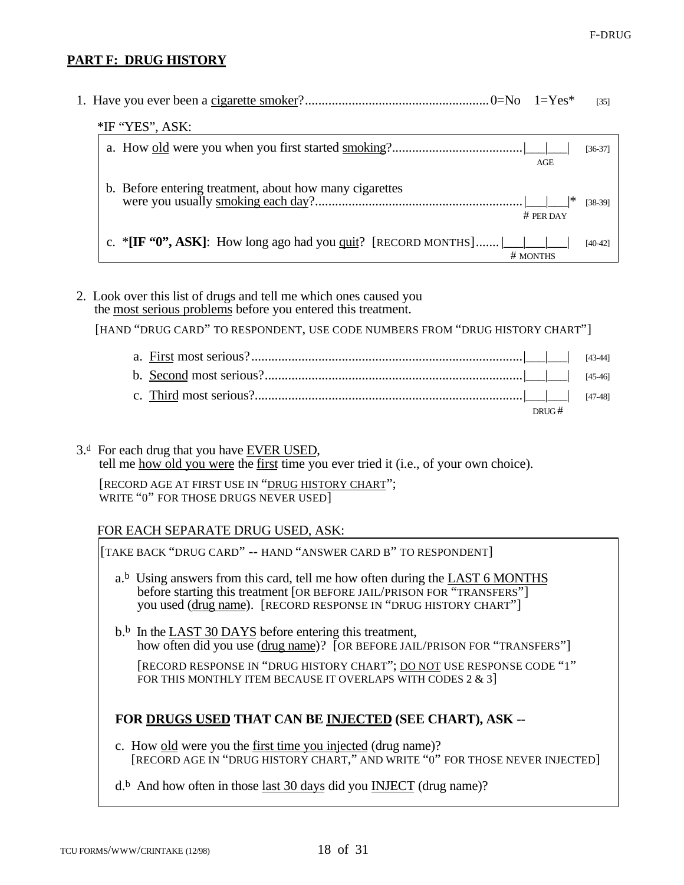## PART F: DRUG HISTORY

1. Have you ever been a <u>cigarette smoker</u>?....................................................... 0=No 1=Yes* [35]

   *IF "YES", ASK:

   a. How <u>old</u> were you when you first started <u>smoking</u>?.......................................|___|___| [36-37]
      AGE

   b. Before entering treatment, about how many cigarettes were you usually <u>smoking each day</u>?...............................................................|___|___|* [38-39]
      # PER DAY

   c. ***[IF "0", ASK]**: How long ago had you <u>quit</u>? [RECORD MONTHS]....... |___|___|___| [40-42]
      # MONTHS

2. Look over this list of drugs and tell me which ones caused you the <u>most serious problems</u> before you entered this treatment.

   [HAND "DRUG CARD" TO RESPONDENT, USE CODE NUMBERS FROM "DRUG HISTORY CHART"]

   a. <u>First</u> most serious?.................................................................................|___|___| [43-44]
   b. <u>Second</u> most serious?.............................................................................|___|___| [45-46]
   c. <u>Third</u> most serious?................................................................................|___|___| [47-48]
      DRUG #

3.[d] For each drug that you have <u>EVER USED</u>, tell me <u>how old you were</u> the <u>first</u> time you ever tried it (i.e., of your own choice).

   [RECORD AGE AT FIRST USE IN "<u>DRUG HISTORY CHART</u>"; WRITE "0" FOR THOSE DRUGS NEVER USED]

   FOR EACH SEPARATE DRUG USED, ASK:

   [TAKE BACK "DRUG CARD" -- HAND "ANSWER CARD B" TO RESPONDENT]

   a.[b] Using answers from this card, tell me how often during the <u>LAST 6 MONTHS</u> before starting this treatment [OR BEFORE JAIL/PRISON FOR "TRANSFERS"] you used (<u>drug name</u>). [RECORD RESPONSE IN "DRUG HISTORY CHART"]

   b.[b] In the <u>LAST 30 DAYS</u> before entering this treatment, how often did you use (<u>drug name</u>)? [OR BEFORE JAIL/PRISON FOR "TRANSFERS"]

   [RECORD RESPONSE IN "DRUG HISTORY CHART"; <u>DO NOT</u> USE RESPONSE CODE "1" FOR THIS MONTHLY ITEM BECAUSE IT OVERLAPS WITH CODES 2 & 3]

   **FOR <u>DRUGS USED</u> THAT CAN BE <u>INJECTED</u> (SEE CHART), ASK --**

   c. How <u>old</u> were you the <u>first time you injected</u> (drug name)? [RECORD AGE IN "DRUG HISTORY CHART," AND WRITE "0" FOR THOSE NEVER INJECTED]

   d.[b] And how often in those <u>last 30 days</u> did you <u>INJECT</u> (drug name)?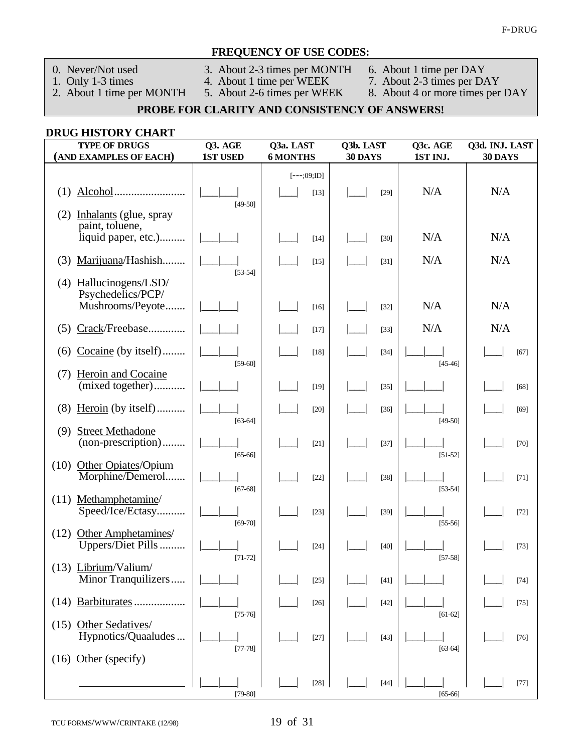## FREQUENCY OF USE CODES:

0. Never/Not used
1. Only 1-3 times
2. About 1 time per MONTH
3. About 2-3 times per MONTH
4. About 1 time per WEEK
5. About 2-6 times per WEEK
6. About 1 time per DAY
7. About 2-3 times per DAY
8. About 4 or more times per DAY

**PROBE FOR CLARITY AND CONSISTENCY OF ANSWERS!**

## DRUG HISTORY CHART

| TYPE OF DRUGS (AND EXAMPLES OF EACH) | Q3. AGE 1ST USED | Q3a. LAST 6 MONTHS [---;09;ID] | Q3b. LAST 30 DAYS | Q3c. AGE 1ST INJ. | Q3d. INJ. LAST 30 DAYS |
|---|---|---|---|---|---|
| (1) Alcohol | \|___\|___\| [49-50] | \|___\| [13] | \|___\| [29] | N/A | N/A |
| (2) Inhalants (glue, spray paint, toluene, liquid paper, etc.) | \|___\|___\| | \|___\| [14] | \|___\| [30] | N/A | N/A |
| (3) Marijuana/Hashish | \|___\|___\| [53-54] | \|___\| [15] | \|___\| [31] | N/A | N/A |
| (4) Hallucinogens/LSD/ Psychedelics/PCP/ Mushrooms/Peyote | \|___\|___\| | \|___\| [16] | \|___\| [32] | N/A | N/A |
| (5) Crack/Freebase | \|___\|___\| | \|___\| [17] | \|___\| [33] | N/A | N/A |
| (6) Cocaine (by itself) | \|___\|___\| [59-60] | \|___\| [18] | \|___\| [34] | \|___\|___\| [45-46] | \|___\| [67] |
| (7) Heroin and Cocaine (mixed together) | \|___\|___\| | \|___\| [19] | \|___\| [35] | \|___\|___\| | \|___\| [68] |
| (8) Heroin (by itself) | \|___\|___\| [63-64] | \|___\| [20] | \|___\| [36] | \|___\|___\| [49-50] | \|___\| [69] |
| (9) Street Methadone (non-prescription) | \|___\|___\| [65-66] | \|___\| [21] | \|___\| [37] | \|___\|___\| [51-52] | \|___\| [70] |
| (10) Other Opiates/Opium Morphine/Demerol | \|___\|___\| [67-68] | \|___\| [22] | \|___\| [38] | \|___\|___\| [53-54] | \|___\| [71] |
| (11) Methamphetamine/ Speed/Ice/Ectasy | \|___\|___\| [69-70] | \|___\| [23] | \|___\| [39] | \|___\|___\| [55-56] | \|___\| [72] |
| (12) Other Amphetamines/ Uppers/Diet Pills | \|___\|___\| [71-72] | \|___\| [24] | \|___\| [40] | \|___\|___\| [57-58] | \|___\| [73] |
| (13) Librium/Valium/ Minor Tranquilizers | \|___\|___\| | \|___\| [25] | \|___\| [41] | \|___\|___\| | \|___\| [74] |
| (14) Barbiturates | \|___\|___\| [75-76] | \|___\| [26] | \|___\| [42] | \|___\|___\| [61-62] | \|___\| [75] |
| (15) Other Sedatives/ Hypnotics/Quaaludes | \|___\|___\| [77-78] | \|___\| [27] | \|___\| [43] | \|___\|___\| [63-64] | \|___\| [76] |
| (16) Other (specify) ____________ | \|___\|___\| [79-80] | \|___\| [28] | \|___\| [44] | \|___\|___\| [65-66] | \|___\| [77] |

TCU FORMS/WWW/CRINTAKE (12/98)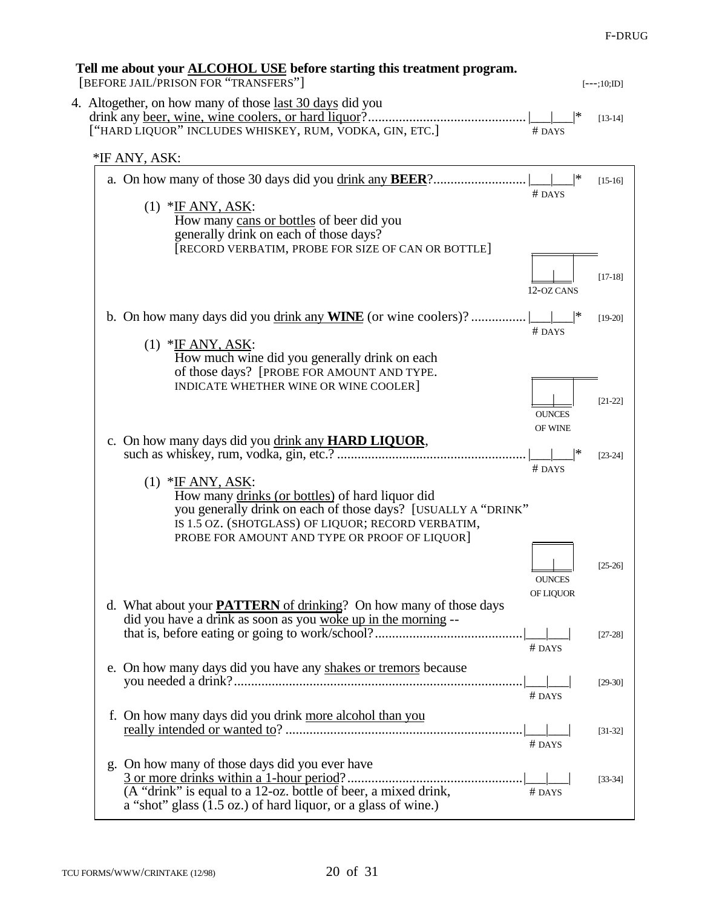**Tell me about your ALCOHOL USE before starting this treatment program.**
[BEFORE JAIL/PRISON FOR "TRANSFERS"] [---;10;ID]

4. Altogether, on how many of those last 30 days did you drink any beer, wine, wine coolers, or hard liquor?............................................ |___|___|* [13-14]
["HARD LIQUOR" INCLUDES WHISKEY, RUM, VODKA, GIN, ETC.] # DAYS

*IF ANY, ASK:

a. On how many of those 30 days did you drink any **BEER**?.......................... |___|___|* [15-16]
# DAYS

(1) *IF ANY, ASK:
How many cans or bottles of beer did you generally drink on each of those days?
[RECORD VERBATIM, PROBE FOR SIZE OF CAN OR BOTTLE]

|___|___| [17-18]
12-OZ CANS

b. On how many days did you drink any **WINE** (or wine coolers)? ................ |___|___|* [19-20]
# DAYS

(1) *IF ANY, ASK:
How much wine did you generally drink on each of those days? [PROBE FOR AMOUNT AND TYPE. INDICATE WHETHER WINE OR WINE COOLER]

|___|___| [21-22]
OUNCES OF WINE

c. On how many days did you drink any **HARD LIQUOR**, such as whiskey, rum, vodka, gin, etc.? ...................................................... |___|___|* [23-24]
# DAYS

(1) *IF ANY, ASK:
How many drinks (or bottles) of hard liquor did you generally drink on each of those days? [USUALLY A "DRINK" IS 1.5 OZ. (SHOTGLASS) OF LIQUOR; RECORD VERBATIM, PROBE FOR AMOUNT AND TYPE OR PROOF OF LIQUOR]

|___|___| [25-26]
OUNCES OF LIQUOR

d. What about your **PATTERN** of drinking? On how many of those days did you have a drink as soon as you woke up in the morning -- that is, before eating or going to work/school?.......................................... |___|___| [27-28]
# DAYS

e. On how many days did you have any shakes or tremors because you needed a drink?.................................................................................... |___|___| [29-30]
# DAYS

f. On how many days did you drink more alcohol than you really intended or wanted to? .................................................................... |___|___| [31-32]
# DAYS

g. On how many of those days did you ever have 3 or more drinks within a 1-hour period?.................................................. |___|___| [33-34]
(A "drink" is equal to a 12-oz. bottle of beer, a mixed drink, a "shot" glass (1.5 oz.) of hard liquor, or a glass of wine.) # DAYS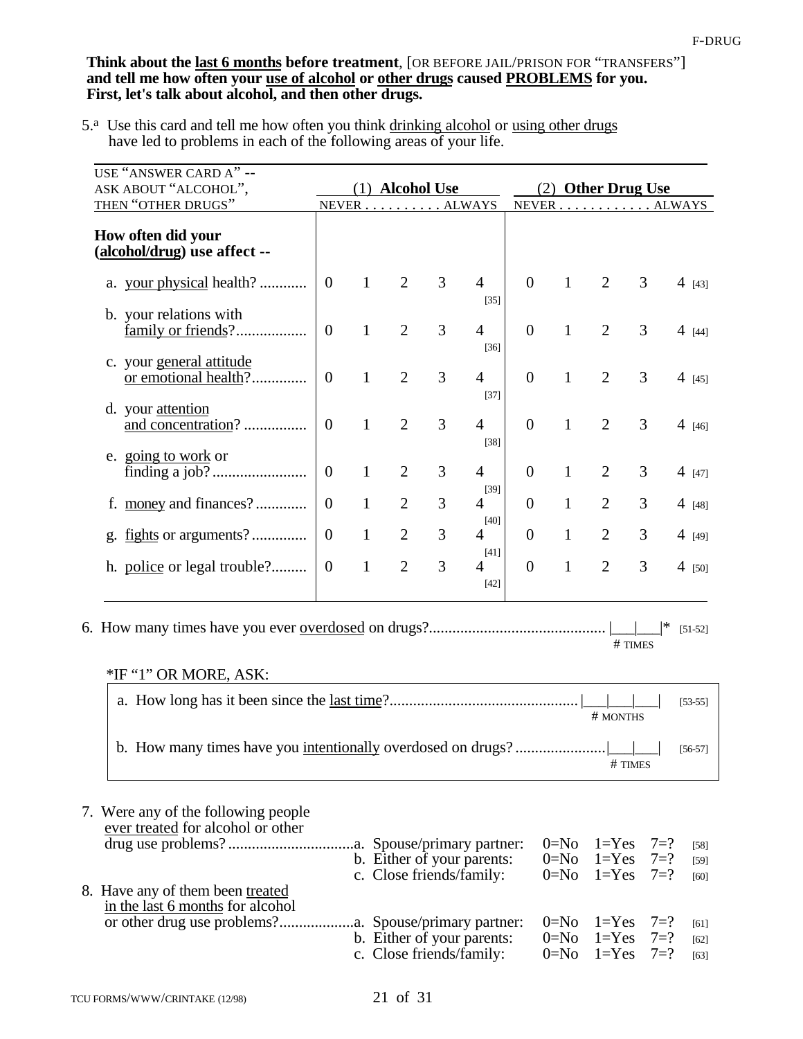**Think about the last 6 months before treatment**, [OR BEFORE JAIL/PRISON FOR "TRANSFERS"] **and tell me how often your use of alcohol or other drugs caused PROBLEMS for you. First, let's talk about alcohol, and then other drugs.**

5.[a] Use this card and tell me how often you think drinking alcohol or using other drugs have led to problems in each of the following areas of your life.

| USE "ANSWER CARD A" -- ASK ABOUT "ALCOHOL", THEN "OTHER DRUGS" | (1) Alcohol Use | | | | | (2) Other Drug Use | | | | |
|---|---|---|---|---|---|---|---|---|---|---|
| | NEVER | | | | ALWAYS | NEVER | | | | ALWAYS |
| **How often did your (alcohol/drug) use affect --** | | | | | | | | | | |
| a. your physical health? | 0 | 1 | 2 | 3 | 4 [35] | 0 | 1 | 2 | 3 | 4 [43] |
| b. your relations with family or friends? | 0 | 1 | 2 | 3 | 4 [36] | 0 | 1 | 2 | 3 | 4 [44] |
| c. your general attitude or emotional health? | 0 | 1 | 2 | 3 | 4 [37] | 0 | 1 | 2 | 3 | 4 [45] |
| d. your attention and concentration? | 0 | 1 | 2 | 3 | 4 [38] | 0 | 1 | 2 | 3 | 4 [46] |
| e. going to work or finding a job? | 0 | 1 | 2 | 3 | 4 [39] | 0 | 1 | 2 | 3 | 4 [47] |
| f. money and finances? | 0 | 1 | 2 | 3 | 4 [40] | 0 | 1 | 2 | 3 | 4 [48] |
| g. fights or arguments? | 0 | 1 | 2 | 3 | 4 [41] | 0 | 1 | 2 | 3 | 4 [49] |
| h. police or legal trouble? | 0 | 1 | 2 | 3 | 4 [42] | 0 | 1 | 2 | 3 | 4 [50] |

6. How many times have you ever overdosed on drugs? ............ |___|___|* [51-52]
# TIMES

*IF "1" OR MORE, ASK:

a. How long has it been since the last time? ............ |___|___|___| [53-55]
# MONTHS

b. How many times have you intentionally overdosed on drugs? ............ |___|___| [56-57]
# TIMES

7. Were any of the following people ever treated for alcohol or other drug use problems?

| | | | | |
|---|---|---|---|---|
| a. Spouse/primary partner: | 0=No | 1=Yes | 7=? | [58] |
| b. Either of your parents: | 0=No | 1=Yes | 7=? | [59] |
| c. Close friends/family: | 0=No | 1=Yes | 7=? | [60] |

8. Have any of them been treated in the last 6 months for alcohol or other drug use problems?

| | | | | |
|---|---|---|---|---|
| a. Spouse/primary partner: | 0=No | 1=Yes | 7=? | [61] |
| b. Either of your parents: | 0=No | 1=Yes | 7=? | [62] |
| c. Close friends/family: | 0=No | 1=Yes | 7=? | [63] |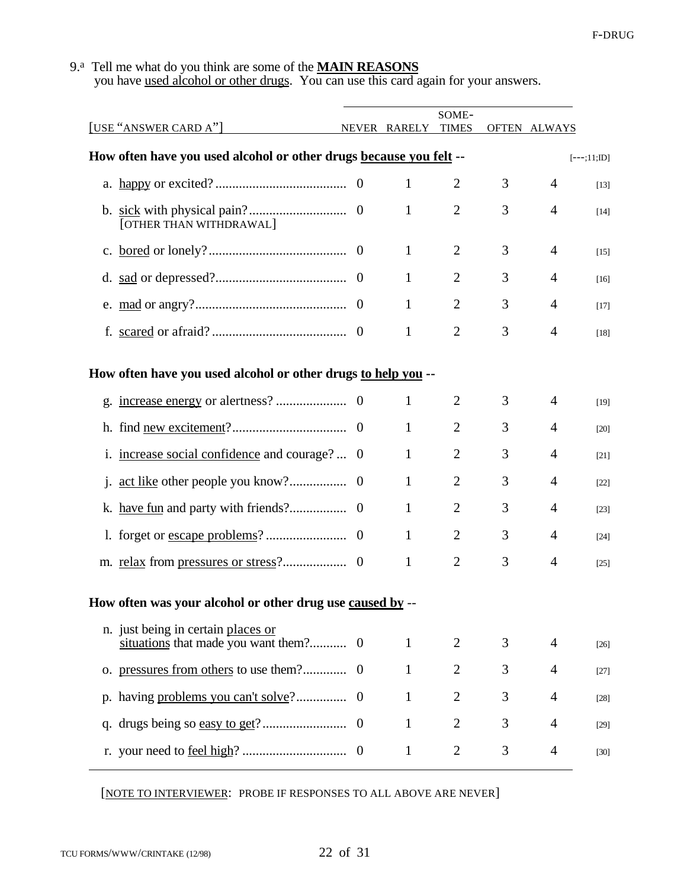9.[a] Tell me what do you think are some of the **MAIN REASONS** you have <u>used alcohol or other drugs</u>. You can use this card again for your answers.

| [USE "ANSWER CARD A"] | NEVER | RARELY | SOME-TIMES | OFTEN | ALWAYS | |
|---|---|---|---|---|---|---|
| **How often have you used alcohol or other drugs <u>because you felt</u> --** | | | | | | [---;11;ID] |
| a. <u>happy</u> or excited? | 0 | 1 | 2 | 3 | 4 | [13] |
| b. <u>sick</u> with physical pain? [OTHER THAN WITHDRAWAL] | 0 | 1 | 2 | 3 | 4 | [14] |
| c. <u>bored</u> or lonely? | 0 | 1 | 2 | 3 | 4 | [15] |
| d. <u>sad</u> or depressed? | 0 | 1 | 2 | 3 | 4 | [16] |
| e. <u>mad</u> or angry? | 0 | 1 | 2 | 3 | 4 | [17] |
| f. <u>scared</u> or afraid? | 0 | 1 | 2 | 3 | 4 | [18] |
| **How often have you used alcohol or other drugs <u>to help you</u> --** | | | | | | |
| g. <u>increase energy</u> or alertness? | 0 | 1 | 2 | 3 | 4 | [19] |
| h. find <u>new excitement</u>? | 0 | 1 | 2 | 3 | 4 | [20] |
| i. <u>increase social confidence</u> and courage? | 0 | 1 | 2 | 3 | 4 | [21] |
| j. <u>act like</u> other people you know? | 0 | 1 | 2 | 3 | 4 | [22] |
| k. <u>have fun</u> and party with friends? | 0 | 1 | 2 | 3 | 4 | [23] |
| l. forget or <u>escape problems</u>? | 0 | 1 | 2 | 3 | 4 | [24] |
| m. <u>relax</u> from <u>pressures or stress</u>? | 0 | 1 | 2 | 3 | 4 | [25] |
| **How often was your alcohol or other drug use <u>caused by</u> --** | | | | | | |
| n. just being in certain <u>places or situations</u> that made you want them? | 0 | 1 | 2 | 3 | 4 | [26] |
| o. <u>pressures from others</u> to use them? | 0 | 1 | 2 | 3 | 4 | [27] |
| p. having <u>problems you can't solve</u>? | 0 | 1 | 2 | 3 | 4 | [28] |
| q. drugs being so <u>easy to get</u>? | 0 | 1 | 2 | 3 | 4 | [29] |
| r. your need to <u>feel high</u>? | 0 | 1 | 2 | 3 | 4 | [30] |

[<u>NOTE TO INTERVIEWER</u>: PROBE IF RESPONSES TO ALL ABOVE ARE NEVER]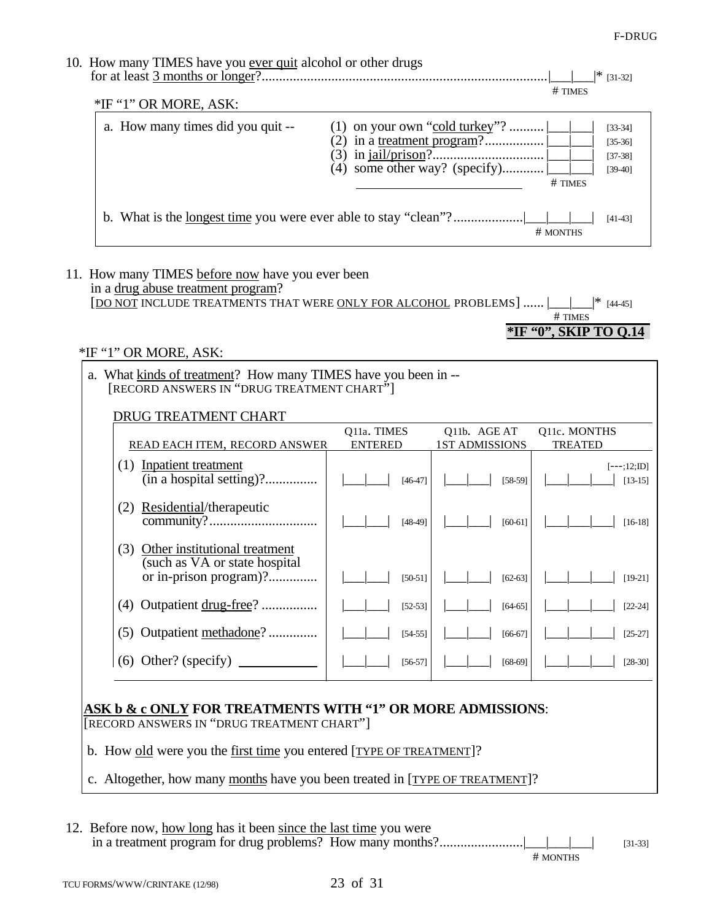F-DRUG

10. How many TIMES have you <u>ever quit</u> alcohol or other drugs for at least <u>3 months or longer</u>?................................................................................|___|___|* [31-32]
# TIMES

*IF "1" OR MORE, ASK:

a. How many times did you quit --
   (1) on your own "<u>cold turkey</u>"? .......... |___|___| [33-34]
   (2) in a <u>treatment program</u>?................. |___|___| [35-36]
   (3) in <u>jail/prison</u>?................................ |___|___| [37-38]
   (4) some other way? (specify)............ |___|___| [39-40]
   ______________________ # TIMES

b. What is the <u>longest time</u> you were ever able to stay "clean"?....................|___|___|___| [41-43]
# MONTHS

11. How many TIMES <u>before now</u> have you ever been in a <u>drug abuse treatment program</u>?
[<u>DO NOT</u> INCLUDE TREATMENTS THAT WERE <u>ONLY FOR ALCOHOL</u> PROBLEMS] ...... |___|___|* [44-45]
# TIMES

**\*IF "0", SKIP TO Q.14**

*IF "1" OR MORE, ASK:

a. What <u>kinds of treatment</u>? How many TIMES have you been in --
[RECORD ANSWERS IN "DRUG TREATMENT CHART"]

DRUG TREATMENT CHART

| READ EACH ITEM, RECORD ANSWER | Q11a. TIMES ENTERED | Q11b. AGE AT 1ST ADMISSIONS | Q11c. MONTHS TREATED |
|---|---|---|---|
| (1) <u>Inpatient treatment</u> (in a hospital setting)?............... | \|___\|___\| [46-47] | \|___\|___\| [58-59] | [---;12;ID] \|___\|___\|___\| [13-15] |
| (2) <u>Residential</u>/therapeutic community?............................... | \|___\|___\| [48-49] | \|___\|___\| [60-61] | \|___\|___\|___\| [16-18] |
| (3) <u>Other institutional treatment</u> (such as VA or state hospital or in-prison program)?.............. | \|___\|___\| [50-51] | \|___\|___\| [62-63] | \|___\|___\|___\| [19-21] |
| (4) Outpatient <u>drug-free</u>? ................ | \|___\|___\| [52-53] | \|___\|___\| [64-65] | \|___\|___\|___\| [22-24] |
| (5) Outpatient <u>methadone</u>? .............. | \|___\|___\| [54-55] | \|___\|___\| [66-67] | \|___\|___\|___\| [25-27] |
| (6) Other? (specify) ____________ | \|___\|___\| [56-57] | \|___\|___\| [68-69] | \|___\|___\|___\| [28-30] |

**<u>ASK b & c ONLY</u> FOR TREATMENTS WITH "1" OR MORE ADMISSIONS**:
[RECORD ANSWERS IN "DRUG TREATMENT CHART"]

b. How <u>old</u> were you the <u>first time</u> you entered [<u>TYPE OF TREATMENT</u>]?

c. Altogether, how many <u>months</u> have you been treated in [<u>TYPE OF TREATMENT</u>]?

12. Before now, <u>how long</u> has it been <u>since the last time</u> you were in a treatment program for drug problems? How many months?........................|___|___|___| [31-33]
# MONTHS

TCU FORMS/WWW/CRINTAKE (12/98)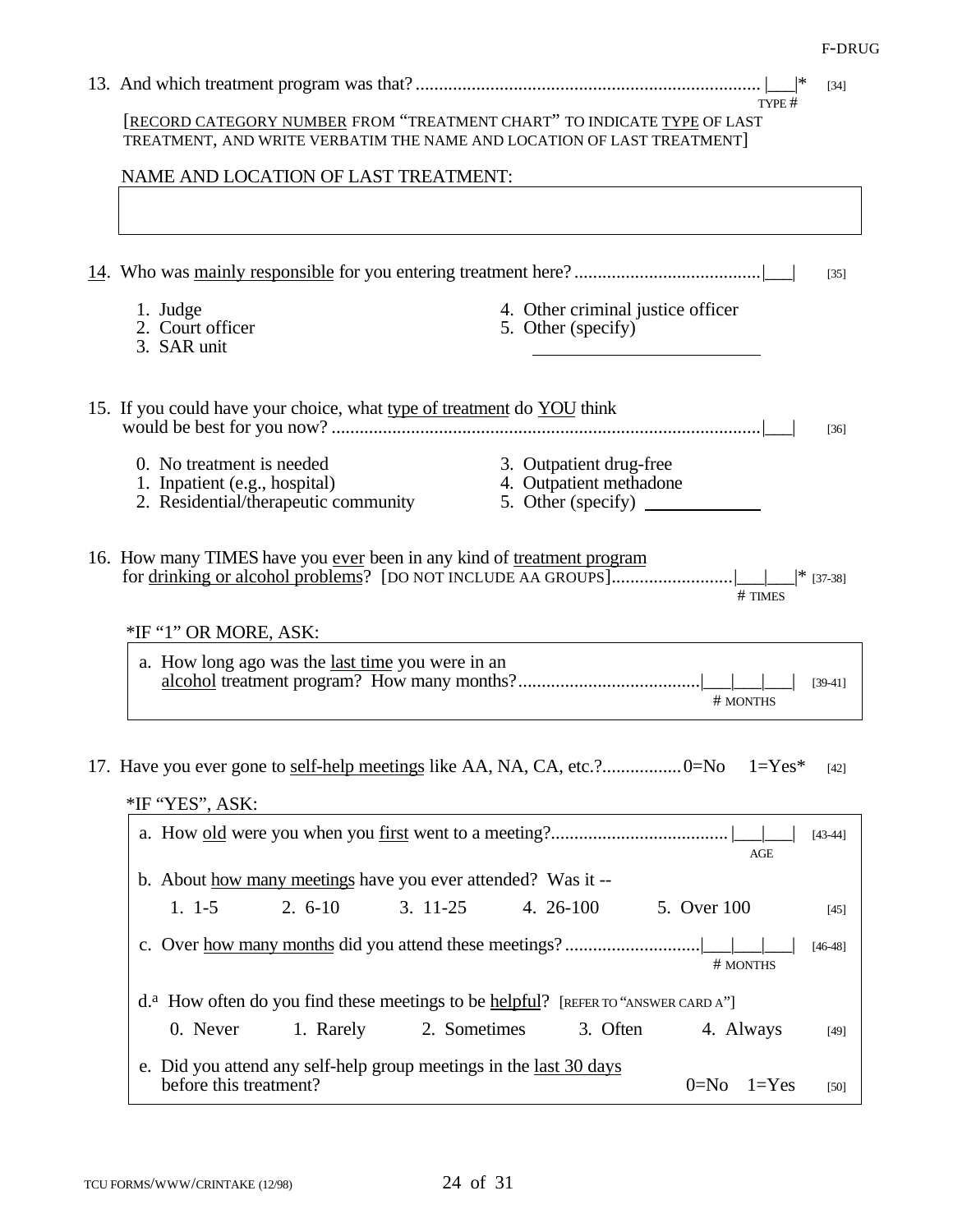13. And which treatment program was that? .......................................................................... |___|* [34]
TYPE #

[RECORD CATEGORY NUMBER FROM "TREATMENT CHART" TO INDICATE TYPE OF LAST TREATMENT, AND WRITE VERBATIM THE NAME AND LOCATION OF LAST TREATMENT]

NAME AND LOCATION OF LAST TREATMENT:

| |
|---|
| |

14. Who was mainly responsible for you entering treatment here? ........................................|___| [35]

1. Judge
2. Court officer
3. SAR unit
4. Other criminal justice officer
5. Other (specify) ____________________

15. If you could have your choice, what type of treatment do YOU think would be best for you now? ............................................................................................|___| [36]

0. No treatment is needed
1. Inpatient (e.g., hospital)
2. Residential/therapeutic community
3. Outpatient drug-free
4. Outpatient methadone
5. Other (specify) ____________

16. How many TIMES have you ever been in any kind of treatment program for drinking or alcohol problems? [DO NOT INCLUDE AA GROUPS].........................|___|___|* [37-38]
# TIMES

*IF "1" OR MORE, ASK:

a. How long ago was the last time you were in an alcohol treatment program? How many months? .......................................|___|___|___| [39-41]
# MONTHS

17. Have you ever gone to self-help meetings like AA, NA, CA, etc.? .................0=No 1=Yes* [42]

*IF "YES", ASK:

a. How old were you when you first went to a meeting? ...................................... |___|___| [43-44]
AGE

b. About how many meetings have you ever attended? Was it --

1. 1-5  2. 6-10  3. 11-25  4. 26-100  5. Over 100 [45]

c. Over how many months did you attend these meetings? ............................|___|___|___| [46-48]
# MONTHS

d.[a] How often do you find these meetings to be helpful? [REFER TO "ANSWER CARD A"]

0. Never  1. Rarely  2. Sometimes  3. Often  4. Always [49]

e. Did you attend any self-help group meetings in the last 30 days before this treatment? 0=No 1=Yes [50]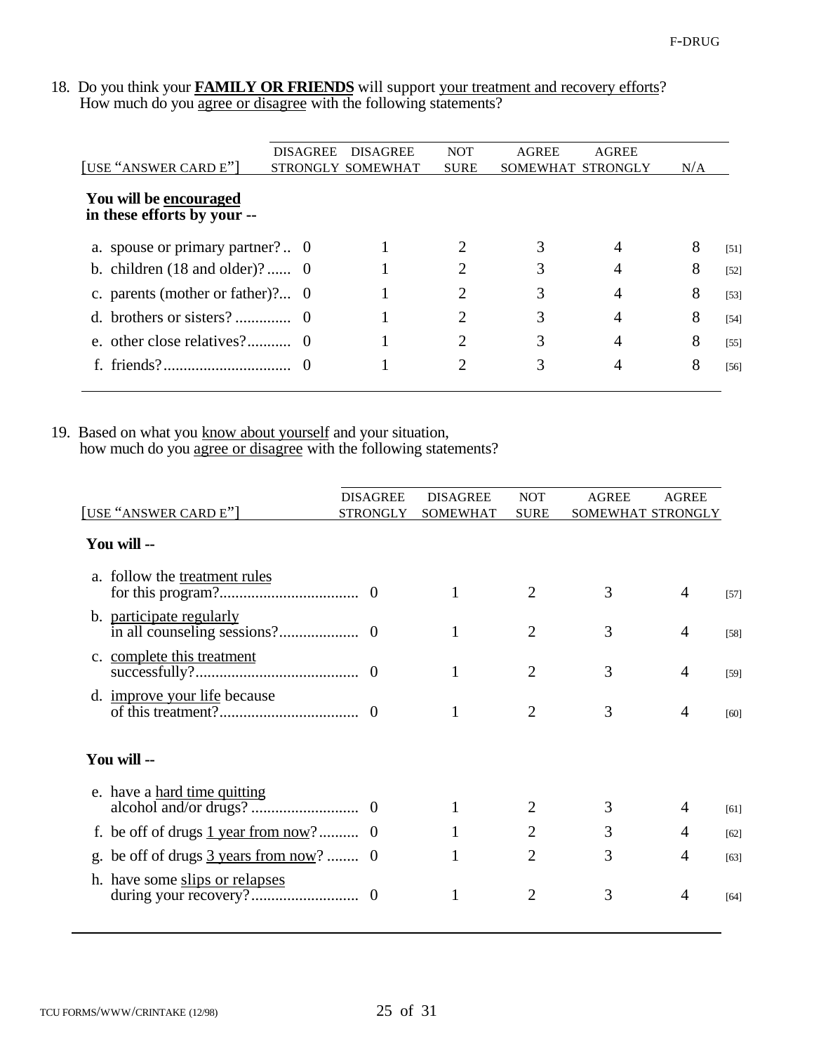18. Do you think your **FAMILY OR FRIENDS** will support your treatment and recovery efforts? How much do you agree or disagree with the following statements?

| [USE "ANSWER CARD E"] | DISAGREE STRONGLY | DISAGREE SOMEWHAT | NOT SURE | AGREE SOMEWHAT | AGREE STRONGLY | N/A | |
|---|---|---|---|---|---|---|---|
| **You will be encouraged in these efforts by your --** | | | | | | | |
| a. spouse or primary partner? | 0 | 1 | 2 | 3 | 4 | 8 | [51] |
| b. children (18 and older)? | 0 | 1 | 2 | 3 | 4 | 8 | [52] |
| c. parents (mother or father)? | 0 | 1 | 2 | 3 | 4 | 8 | [53] |
| d. brothers or sisters? | 0 | 1 | 2 | 3 | 4 | 8 | [54] |
| e. other close relatives? | 0 | 1 | 2 | 3 | 4 | 8 | [55] |
| f. friends? | 0 | 1 | 2 | 3 | 4 | 8 | [56] |

19. Based on what you know about yourself and your situation, how much do you agree or disagree with the following statements?

| [USE "ANSWER CARD E"] | DISAGREE STRONGLY | DISAGREE SOMEWHAT | NOT SURE | AGREE SOMEWHAT | AGREE STRONGLY | |
|---|---|---|---|---|---|---|
| **You will --** | | | | | | |
| a. follow the treatment rules for this program? | 0 | 1 | 2 | 3 | 4 | [57] |
| b. participate regularly in all counseling sessions? | 0 | 1 | 2 | 3 | 4 | [58] |
| c. complete this treatment successfully? | 0 | 1 | 2 | 3 | 4 | [59] |
| d. improve your life because of this treatment? | 0 | 1 | 2 | 3 | 4 | [60] |
| **You will --** | | | | | | |
| e. have a hard time quitting alcohol and/or drugs? | 0 | 1 | 2 | 3 | 4 | [61] |
| f. be off of drugs 1 year from now? | 0 | 1 | 2 | 3 | 4 | [62] |
| g. be off of drugs 3 years from now? | 0 | 1 | 2 | 3 | 4 | [63] |
| h. have some slips or relapses during your recovery? | 0 | 1 | 2 | 3 | 4 | [64] |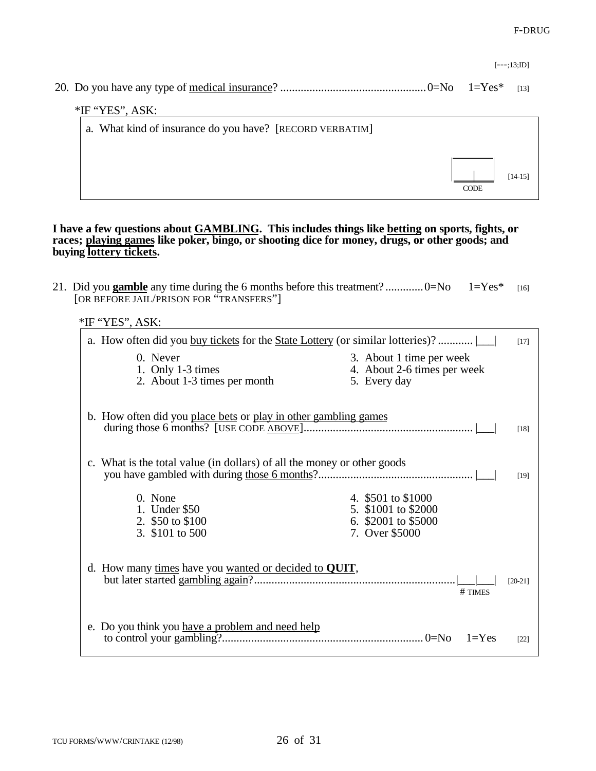[---;13;ID]

20. Do you have any type of <u>medical insurance</u>? .................................................. 0=No 1=Yes* [13]

*IF "YES", ASK:

a. What kind of insurance do you have? [RECORD VERBATIM]

|___|___| [14-15]
CODE

**I have a few questions about <u>GAMBLING</u>. This includes things like <u>betting</u> on sports, fights, or races; <u>playing games</u> like poker, bingo, or shooting dice for money, drugs, or other goods; and buying <u>lottery tickets</u>.**

21. Did you **<u>gamble</u>** any time during the 6 months before this treatment? ............. 0=No 1=Yes* [16]
[OR BEFORE JAIL/PRISON FOR "TRANSFERS"]

*IF "YES", ASK:

a. How often did you <u>buy tickets</u> for the <u>State Lottery</u> (or similar lotteries)? ............ |___| [17]

0. Never
1. Only 1-3 times
2. About 1-3 times per month
3. About 1 time per week
4. About 2-6 times per week
5. Every day

b. How often did you <u>place bets</u> or <u>play in other gambling games</u> during those 6 months? [USE CODE <u>ABOVE</u>].......................................................... |___| [18]

c. What is the <u>total value (in dollars)</u> of all the money or other goods you have gambled with during <u>those 6 months</u>?.................................................... |___| [19]

0. None
1. Under $50
2. $50 to $100
3. $101 to 500
4. $501 to $1000
5. $1001 to $2000
6. $2001 to $5000
7. Over $5000

d. How many <u>times</u> have you <u>wanted or decided to **QUIT**</u>, but later started <u>gambling again</u>?..................................................................... |___|___| [20-21]
\# TIMES

e. Do you think you <u>have a problem and need help</u> to control your gambling?..................................................................... 0=No 1=Yes [22]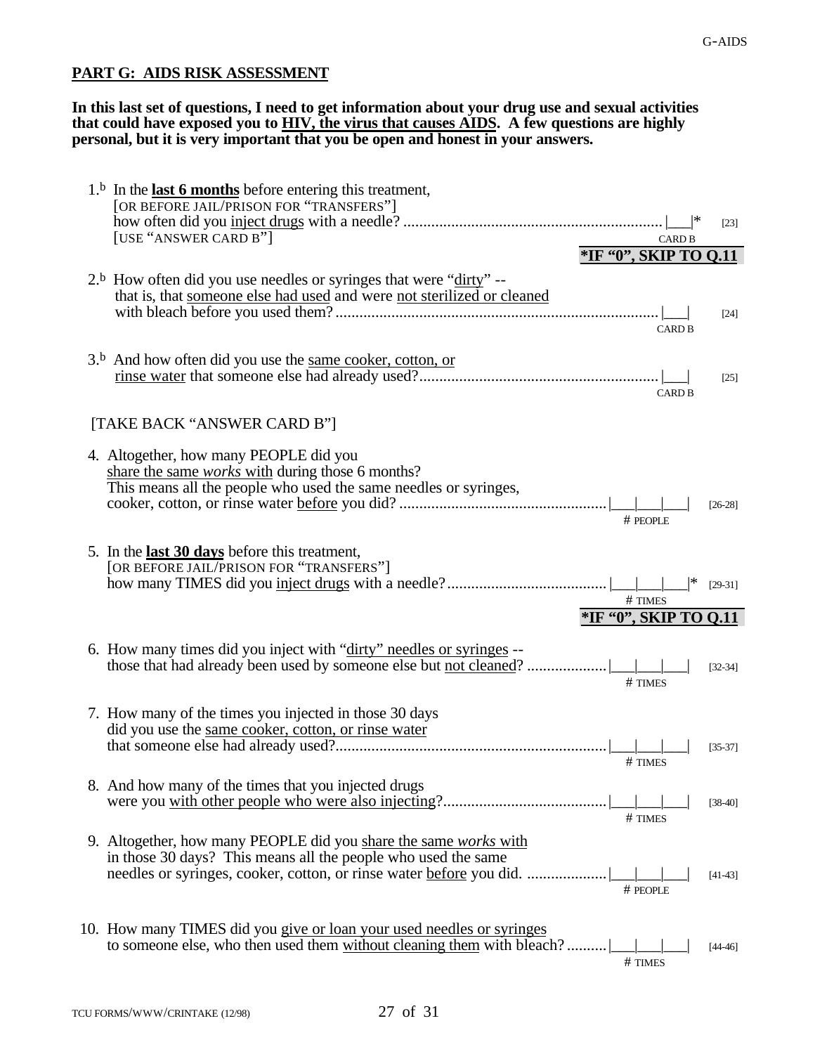## PART G: AIDS RISK ASSESSMENT

**In this last set of questions, I need to get information about your drug use and sexual activities that could have exposed you to HIV, the virus that causes AIDS. A few questions are highly personal, but it is very important that you be open and honest in your answers.**

1.[b] In the **last 6 months** before entering this treatment,
[OR BEFORE JAIL/PRISON FOR "TRANSFERS"]
how often did you inject drugs with a needle? ................................................................ |___|* [23]
[USE "ANSWER CARD B"] CARD B
**\*IF "0", SKIP TO Q.11**

2.[b] How often did you use needles or syringes that were "dirty" -- that is, that someone else had used and were not sterilized or cleaned with bleach before you used them? ................................................................................ |___| [24]
CARD B

3.[b] And how often did you use the same cooker, cotton, or rinse water that someone else had already used? ........................................................... |___| [25]
CARD B

[TAKE BACK "ANSWER CARD B"]

4. Altogether, how many PEOPLE did you share the same *works* with during those 6 months? This means all the people who used the same needles or syringes, cooker, cotton, or rinse water before you did? ................................................... |___|___|___| [26-28]
\# PEOPLE

5. In the **last 30 days** before this treatment,
[OR BEFORE JAIL/PRISON FOR "TRANSFERS"]
how many TIMES did you inject drugs with a needle? ....................................... |___|___|___|* [29-31]
\# TIMES
**\*IF "0", SKIP TO Q.11**

6. How many times did you inject with "dirty" needles or syringes -- those that had already been used by someone else but not cleaned? ................... |___|___|___| [32-34]
\# TIMES

7. How many of the times you injected in those 30 days did you use the same cooker, cotton, or rinse water that someone else had already used? ................................................................... |___|___|___| [35-37]
\# TIMES

8. And how many of the times that you injected drugs were you with other people who were also injecting? ........................................ |___|___|___| [38-40]
\# TIMES

9. Altogether, how many PEOPLE did you share the same *works* with in those 30 days? This means all the people who used the same needles or syringes, cooker, cotton, or rinse water before you did. .................... |___|___|___| [41-43]
\# PEOPLE

10. How many TIMES did you give or loan your used needles or syringes to someone else, who then used them without cleaning them with bleach? .......... |___|___|___| [44-46]
\# TIMES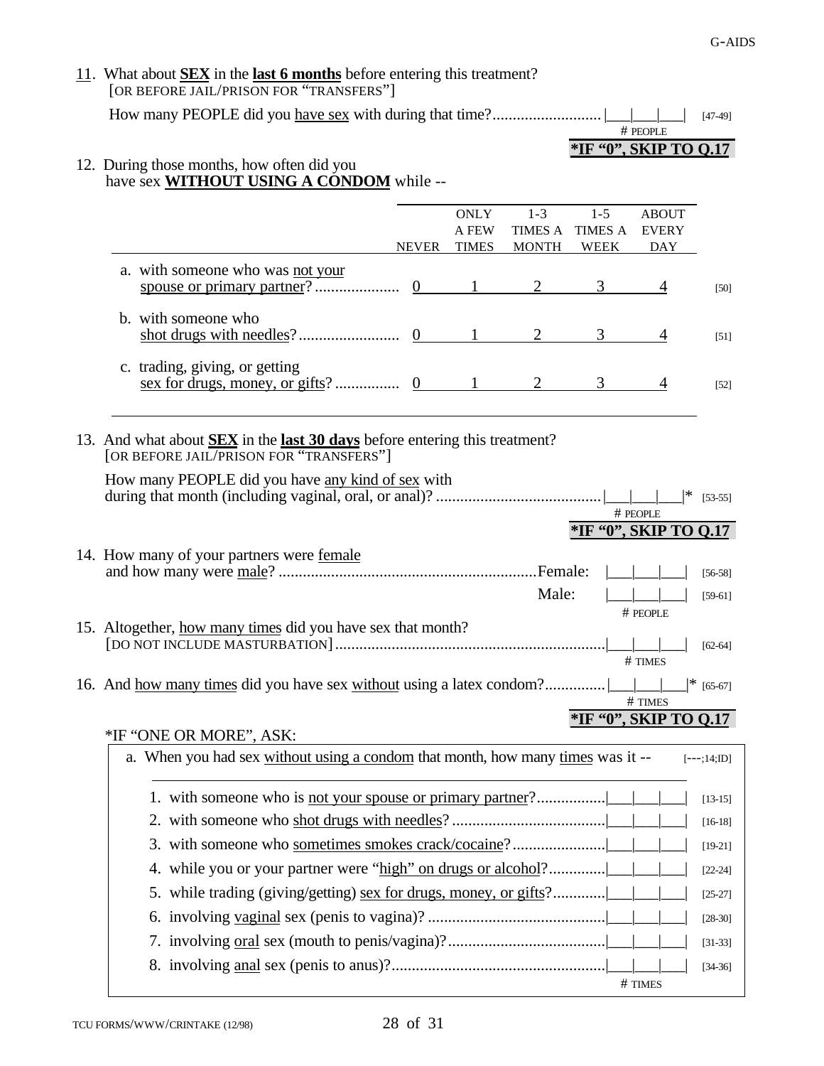11. What about **SEX** in the **last 6 months** before entering this treatment?
[OR BEFORE JAIL/PRISON FOR "TRANSFERS"]

How many PEOPLE did you have sex with during that time?.......................... |___|___|___| [47-49]
# PEOPLE

**\*IF "0", SKIP TO Q.17**

12. During those months, how often did you have sex **WITHOUT USING A CONDOM** while --

| | NEVER | ONLY A FEW TIMES | 1-3 TIMES A MONTH | 1-5 TIMES A WEEK | ABOUT EVERY DAY | |
|---|---|---|---|---|---|---|
| a. with someone who was not your spouse or primary partner?.................... | 0 | 1 | 2 | 3 | 4 | [50] |
| b. with someone who shot drugs with needles?......................... | 0 | 1 | 2 | 3 | 4 | [51] |
| c. trading, giving, or getting sex for drugs, money, or gifts?............... | 0 | 1 | 2 | 3 | 4 | [52] |

13. And what about **SEX** in the **last 30 days** before entering this treatment?
[OR BEFORE JAIL/PRISON FOR "TRANSFERS"]

How many PEOPLE did you have any kind of sex with during that month (including vaginal, oral, or anal)?......................................... |___|___|___|* [53-55]
# PEOPLE

**\*IF "0", SKIP TO Q.17**

14. How many of your partners were female and how many were male? ...............................................................Female: |___|___|___| [56-58]

Male: |___|___|___| [59-61]
# PEOPLE

15. Altogether, how many times did you have sex that month?
[DO NOT INCLUDE MASTURBATION].................................................................|___|___|___| [62-64]
# TIMES

16. And how many times did you have sex without using a latex condom?..............|___|___|___|* [65-67]
# TIMES

**\*IF "0", SKIP TO Q.17**

\*IF "ONE OR MORE", ASK:

a. When you had sex without using a condom that month, how many times was it -- [---;14;ID]

1. with someone who is not your spouse or primary partner?................|___|___|___| [13-15]
2. with someone who shot drugs with needles?......................................|___|___|___| [16-18]
3. with someone who sometimes smokes crack/cocaine?......................|___|___|___| [19-21]
4. while you or your partner were "high" on drugs or alcohol?..............|___|___|___| [22-24]
5. while trading (giving/getting) sex for drugs, money, or gifts?............|___|___|___| [25-27]
6. involving vaginal sex (penis to vagina)? ............................................|___|___|___| [28-30]
7. involving oral sex (mouth to penis/vagina)?.......................................|___|___|___| [31-33]
8. involving anal sex (penis to anus)?.....................................................|___|___|___| [34-36]

# TIMES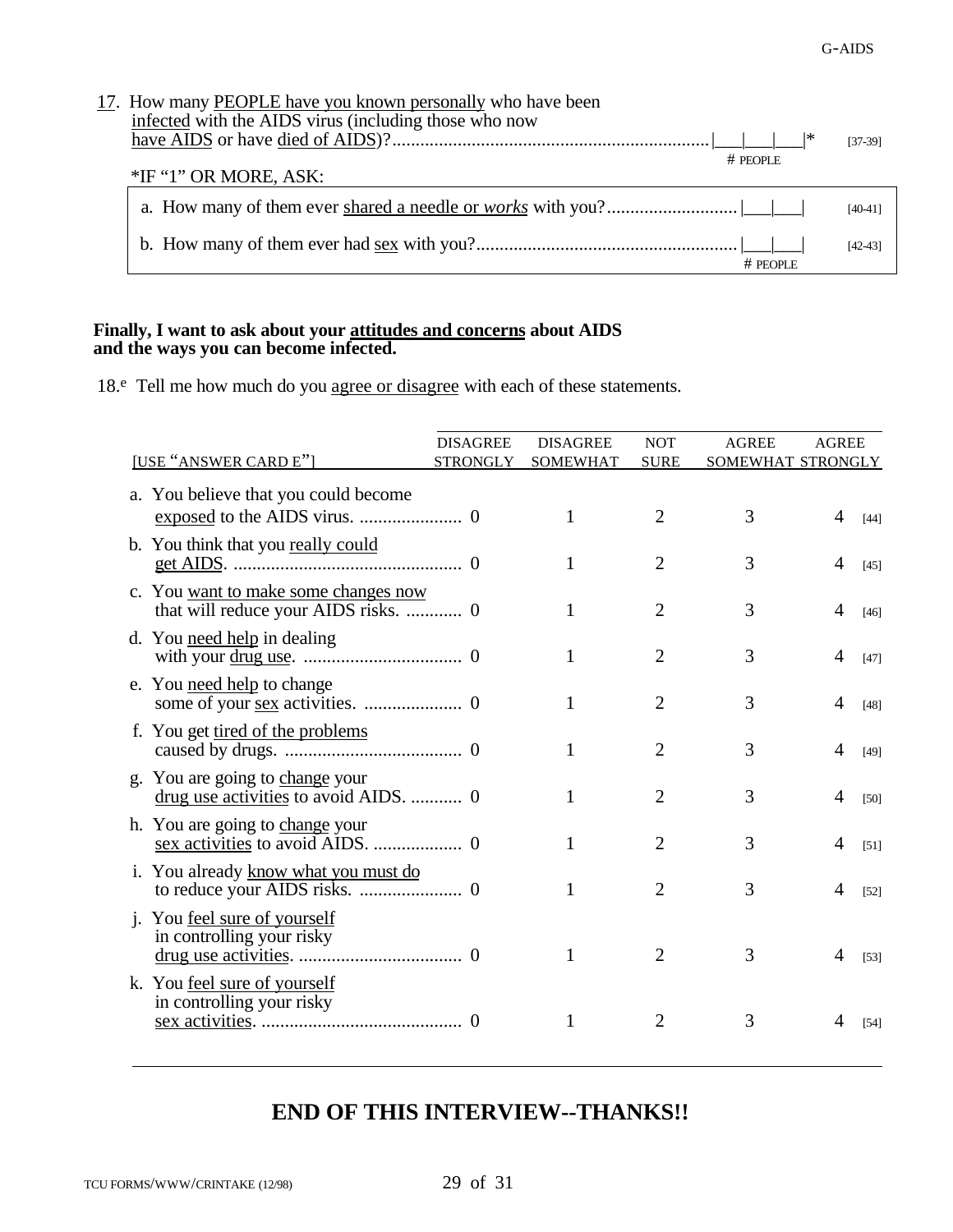17. How many PEOPLE have you known personally who have been infected with the AIDS virus (including those who now have AIDS or have died of AIDS)? .......... |___|___|___|* [37-39]
# PEOPLE

*IF "1" OR MORE, ASK:

a. How many of them ever shared a needle or *works* with you? .......... |___|___| [40-41]

b. How many of them ever had sex with you? .......... |___|___| [42-43]
# PEOPLE

**Finally, I want to ask about your attitudes and concerns about AIDS and the ways you can become infected.**

18.[e] Tell me how much do you agree or disagree with each of these statements.

| [USE "ANSWER CARD E"] | DISAGREE STRONGLY | DISAGREE SOMEWHAT | NOT SURE | AGREE SOMEWHAT | AGREE STRONGLY | |
|---|---|---|---|---|---|---|
| a. You believe that you could become exposed to the AIDS virus. | 0 | 1 | 2 | 3 | 4 | [44] |
| b. You think that you really could get AIDS. | 0 | 1 | 2 | 3 | 4 | [45] |
| c. You want to make some changes now that will reduce your AIDS risks. | 0 | 1 | 2 | 3 | 4 | [46] |
| d. You need help in dealing with your drug use. | 0 | 1 | 2 | 3 | 4 | [47] |
| e. You need help to change some of your sex activities. | 0 | 1 | 2 | 3 | 4 | [48] |
| f. You get tired of the problems caused by drugs. | 0 | 1 | 2 | 3 | 4 | [49] |
| g. You are going to change your drug use activities to avoid AIDS. | 0 | 1 | 2 | 3 | 4 | [50] |
| h. You are going to change your sex activities to avoid AIDS. | 0 | 1 | 2 | 3 | 4 | [51] |
| i. You already know what you must do to reduce your AIDS risks. | 0 | 1 | 2 | 3 | 4 | [52] |
| j. You feel sure of yourself in controlling your risky drug use activities. | 0 | 1 | 2 | 3 | 4 | [53] |
| k. You feel sure of yourself in controlling your risky sex activities. | 0 | 1 | 2 | 3 | 4 | [54] |

## END OF THIS INTERVIEW--THANKS!!

TCU FORMS/WWW/CRINTAKE (12/98)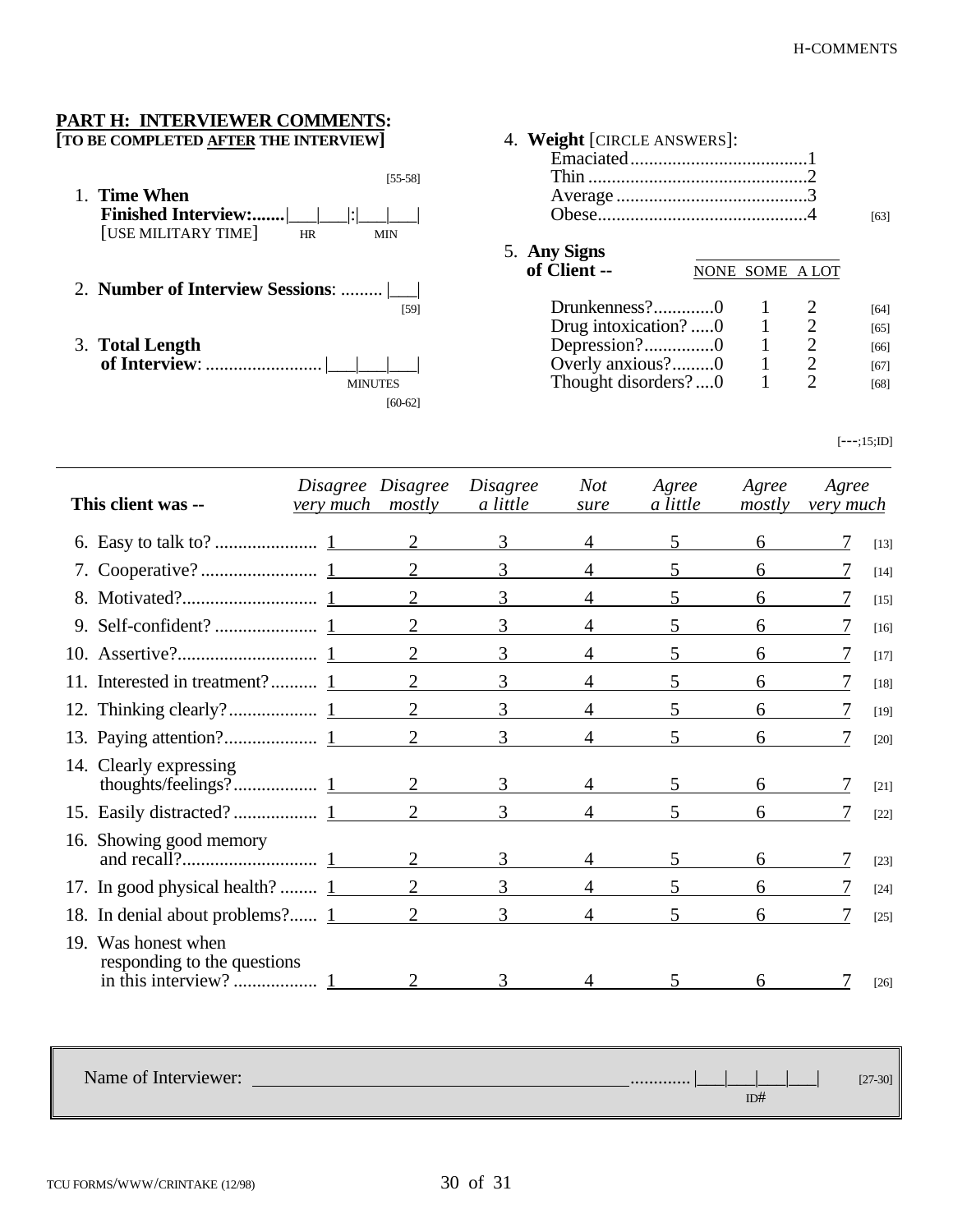## PART H: INTERVIEWER COMMENTS:
**[TO BE COMPLETED AFTER THE INTERVIEW]**

1. **Time When Finished Interview:**.......|___|___|:|___|___| [55-58]
   [USE MILITARY TIME] HR MIN

2. **Number of Interview Sessions**: ......... |___| [59]

3. **Total Length of Interview**: ......................... |___|___|___| MINUTES [60-62]

4. **Weight** [CIRCLE ANSWERS]:
   - Emaciated......................................1
   - Thin ...............................................2
   - Average .........................................3
   - Obese............................................4 [63]

5. **Any Signs of Client --**

| | NONE | SOME | A LOT | |
|---|---|---|---|---|
| Drunkenness?............. | 0 | 1 | 2 | [64] |
| Drug intoxication? ..... | 0 | 1 | 2 | [65] |
| Depression?............... | 0 | 1 | 2 | [66] |
| Overly anxious?......... | 0 | 1 | 2 | [67] |
| Thought disorders? .... | 0 | 1 | 2 | [68] |

[---;15;ID]

| This client was -- | *Disagree very much* | *Disagree mostly* | *Disagree a little* | *Not sure* | *Agree a little* | *Agree mostly* | *Agree very much* | |
|---|---|---|---|---|---|---|---|---|
| 6. Easy to talk to? | 1 | 2 | 3 | 4 | 5 | 6 | 7 | [13] |
| 7. Cooperative? | 1 | 2 | 3 | 4 | 5 | 6 | 7 | [14] |
| 8. Motivated? | 1 | 2 | 3 | 4 | 5 | 6 | 7 | [15] |
| 9. Self-confident? | 1 | 2 | 3 | 4 | 5 | 6 | 7 | [16] |
| 10. Assertive? | 1 | 2 | 3 | 4 | 5 | 6 | 7 | [17] |
| 11. Interested in treatment? | 1 | 2 | 3 | 4 | 5 | 6 | 7 | [18] |
| 12. Thinking clearly? | 1 | 2 | 3 | 4 | 5 | 6 | 7 | [19] |
| 13. Paying attention? | 1 | 2 | 3 | 4 | 5 | 6 | 7 | [20] |
| 14. Clearly expressing thoughts/feelings? | 1 | 2 | 3 | 4 | 5 | 6 | 7 | [21] |
| 15. Easily distracted? | 1 | 2 | 3 | 4 | 5 | 6 | 7 | [22] |
| 16. Showing good memory and recall? | 1 | 2 | 3 | 4 | 5 | 6 | 7 | [23] |
| 17. In good physical health? | 1 | 2 | 3 | 4 | 5 | 6 | 7 | [24] |
| 18. In denial about problems? | 1 | 2 | 3 | 4 | 5 | 6 | 7 | [25] |
| 19. Was honest when responding to the questions in this interview? | 1 | 2 | 3 | 4 | 5 | 6 | 7 | [26] |

Name of Interviewer: ________________________________________ ............ |___|___|___|___| [27-30]
ID#

TCU FORMS/WWW/CRINTAKE (12/98)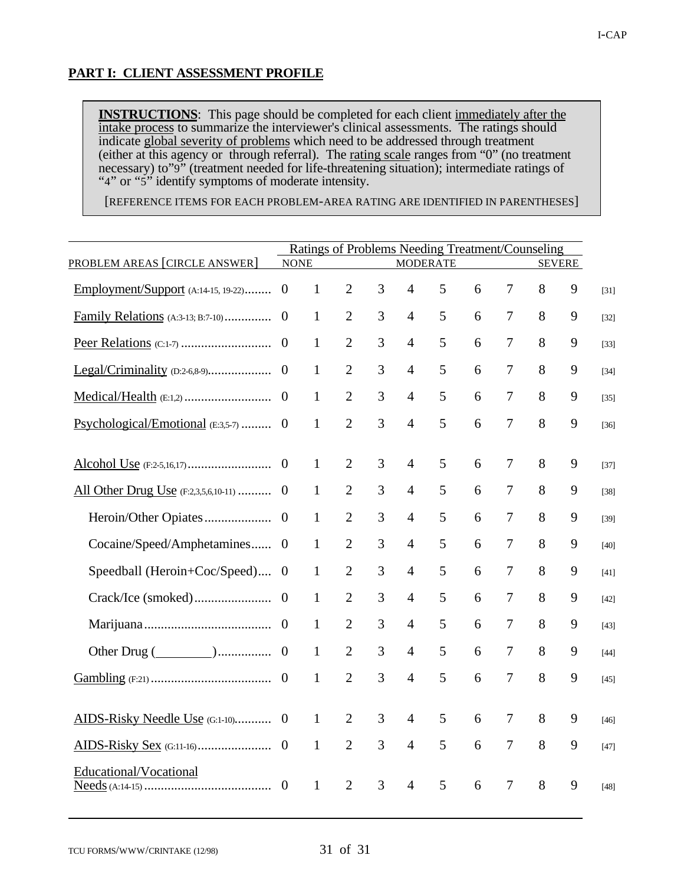## PART I: CLIENT ASSESSMENT PROFILE

> **INSTRUCTIONS**: This page should be completed for each client immediately after the intake process to summarize the interviewer's clinical assessments. The ratings should indicate global severity of problems which need to be addressed through treatment (either at this agency or through referral). The rating scale ranges from "0" (no treatment necessary) to"9" (treatment needed for life-threatening situation); intermediate ratings of "4" or "5" identify symptoms of moderate intensity.
>
> [REFERENCE ITEMS FOR EACH PROBLEM-AREA RATING ARE IDENTIFIED IN PARENTHESES]

| | Ratings of Problems Needing Treatment/Counseling | | | | | | | | | | |
|---|---|---|---|---|---|---|---|---|---|---|---|
| PROBLEM AREAS [CIRCLE ANSWER] | NONE | | | | MODERATE | | | | SEVERE | | |
| Employment/Support (A:14-15, 19-22)........ | 0 | 1 | 2 | 3 | 4 | 5 | 6 | 7 | 8 | 9 | [31] |
| Family Relations (A:3-13; B:7-10)............. | 0 | 1 | 2 | 3 | 4 | 5 | 6 | 7 | 8 | 9 | [32] |
| Peer Relations (C:1-7) ........................... | 0 | 1 | 2 | 3 | 4 | 5 | 6 | 7 | 8 | 9 | [33] |
| Legal/Criminality (D:2-6,8-9).................. | 0 | 1 | 2 | 3 | 4 | 5 | 6 | 7 | 8 | 9 | [34] |
| Medical/Health (E:1,2) .......................... | 0 | 1 | 2 | 3 | 4 | 5 | 6 | 7 | 8 | 9 | [35] |
| Psychological/Emotional (E:3,5-7) ......... | 0 | 1 | 2 | 3 | 4 | 5 | 6 | 7 | 8 | 9 | [36] |
| Alcohol Use (F:2-5,16,17)......................... | 0 | 1 | 2 | 3 | 4 | 5 | 6 | 7 | 8 | 9 | [37] |
| All Other Drug Use (F:2,3,5,6,10-11) .......... | 0 | 1 | 2 | 3 | 4 | 5 | 6 | 7 | 8 | 9 | [38] |
| Heroin/Other Opiates.................... | 0 | 1 | 2 | 3 | 4 | 5 | 6 | 7 | 8 | 9 | [39] |
| Cocaine/Speed/Amphetamines...... | 0 | 1 | 2 | 3 | 4 | 5 | 6 | 7 | 8 | 9 | [40] |
| Speedball (Heroin+Coc/Speed).... | 0 | 1 | 2 | 3 | 4 | 5 | 6 | 7 | 8 | 9 | [41] |
| Crack/Ice (smoked)....................... | 0 | 1 | 2 | 3 | 4 | 5 | 6 | 7 | 8 | 9 | [42] |
| Marijuana...................................... | 0 | 1 | 2 | 3 | 4 | 5 | 6 | 7 | 8 | 9 | [43] |
| Other Drug (________)............... | 0 | 1 | 2 | 3 | 4 | 5 | 6 | 7 | 8 | 9 | [44] |
| Gambling (F:21) .................................... | 0 | 1 | 2 | 3 | 4 | 5 | 6 | 7 | 8 | 9 | [45] |
| AIDS-Risky Needle Use (G:1-10)........... | 0 | 1 | 2 | 3 | 4 | 5 | 6 | 7 | 8 | 9 | [46] |
| AIDS-Risky Sex (G:11-16)...................... | 0 | 1 | 2 | 3 | 4 | 5 | 6 | 7 | 8 | 9 | [47] |
| Educational/Vocational Needs (A:14-15) ...................................... | 0 | 1 | 2 | 3 | 4 | 5 | 6 | 7 | 8 | 9 | [48] |